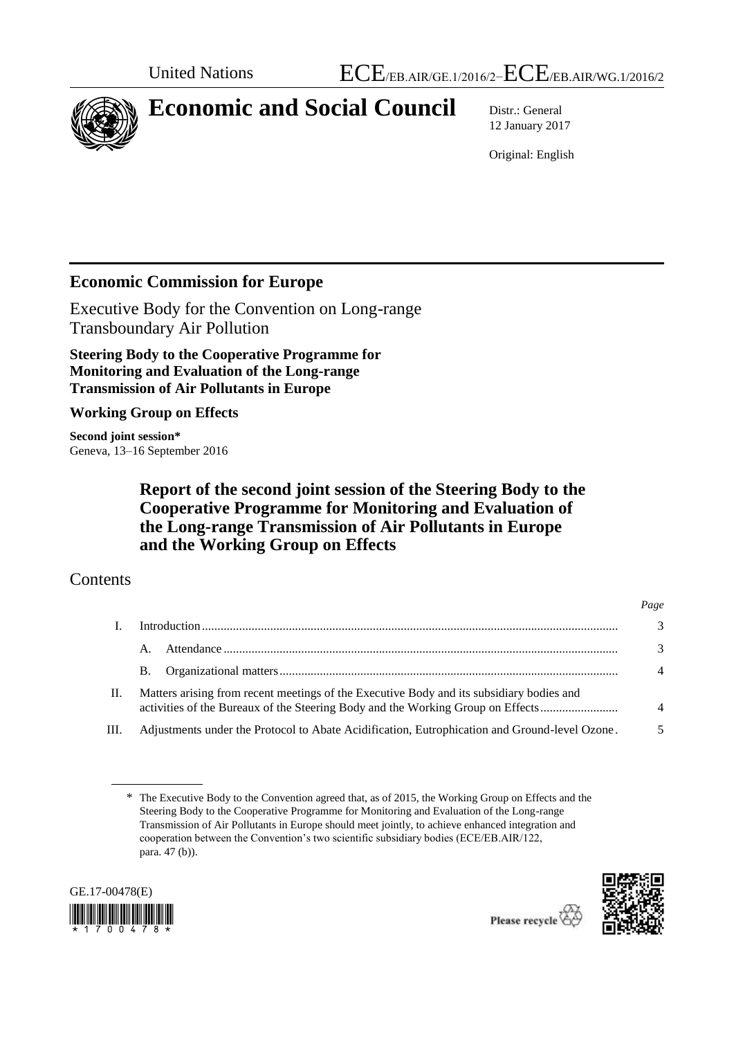United Nations ECE/EB.AIR/GE.1/2016/2–ECE/EB.AIR/WG.1/2016/2

# Economic and Social Council

Distr.: General
12 January 2017

Original: English

## Economic Commission for Europe

Executive Body for the Convention on Long-range Transboundary Air Pollution

**Steering Body to the Cooperative Programme for Monitoring and Evaluation of the Long-range Transmission of Air Pollutants in Europe**

**Working Group on Effects**

**Second joint session***
Geneva, 13–16 September 2016

# Report of the second joint session of the Steering Body to the Cooperative Programme for Monitoring and Evaluation of the Long-range Transmission of Air Pollutants in Europe and the Working Group on Effects

## Contents

| | | *Page* |
|---|---|---|
| I. | Introduction | 3 |
| | A. Attendance | 3 |
| | B. Organizational matters | 4 |
| II. | Matters arising from recent meetings of the Executive Body and its subsidiary bodies and activities of the Bureaux of the Steering Body and the Working Group on Effects | 4 |
| III. | Adjustments under the Protocol to Abate Acidification, Eutrophication and Ground-level Ozone | 5 |

\* The Executive Body to the Convention agreed that, as of 2015, the Working Group on Effects and the Steering Body to the Cooperative Programme for Monitoring and Evaluation of the Long-range Transmission of Air Pollutants in Europe should meet jointly, to achieve enhanced integration and cooperation between the Convention's two scientific subsidiary bodies (ECE/EB.AIR/122, para. 47 (b)).

GE.17-00478(E)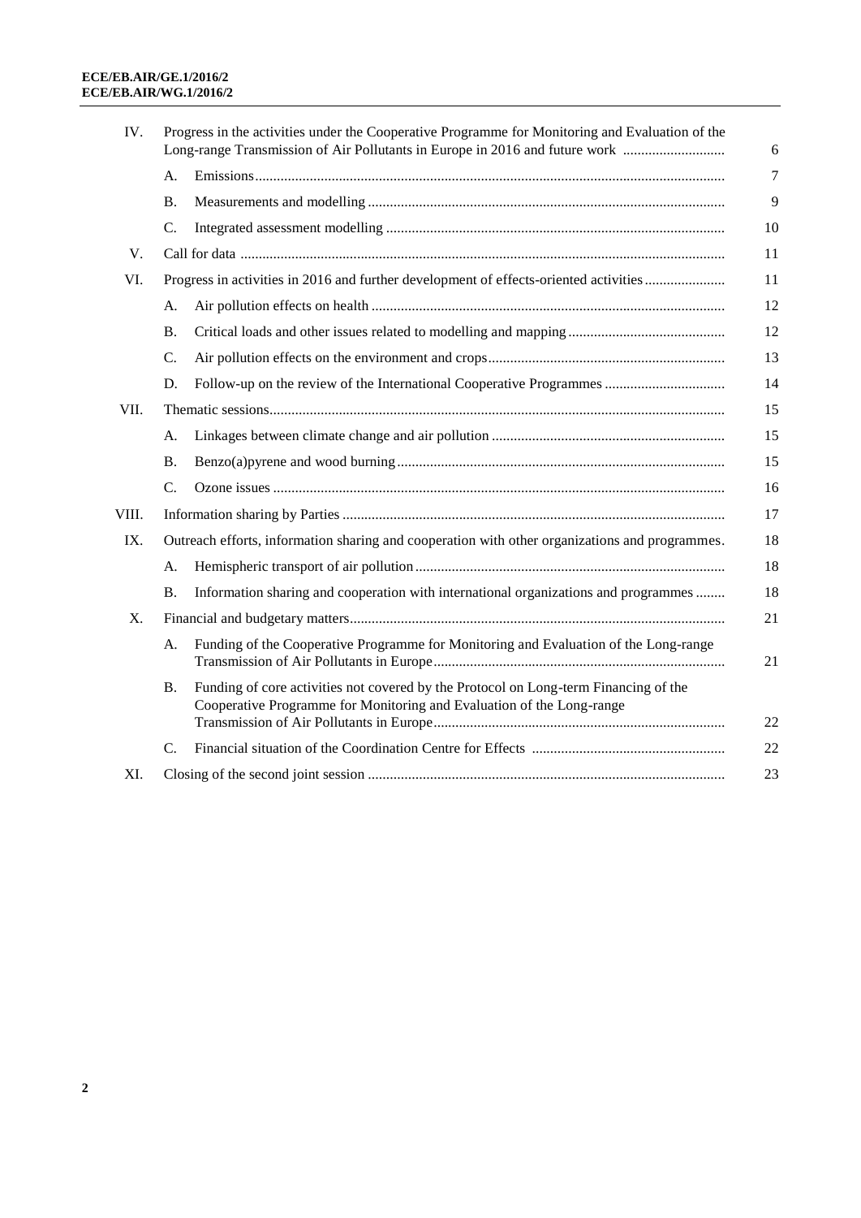| | | | |
|---|---|---|---|
| IV. | Progress in the activities under the Cooperative Programme for Monitoring and Evaluation of the Long-range Transmission of Air Pollutants in Europe in 2016 and future work | | 6 |
| | A. | Emissions | 7 |
| | B. | Measurements and modelling | 9 |
| | C. | Integrated assessment modelling | 10 |
| V. | Call for data | | 11 |
| VI. | Progress in activities in 2016 and further development of effects-oriented activities | | 11 |
| | A. | Air pollution effects on health | 12 |
| | B. | Critical loads and other issues related to modelling and mapping | 12 |
| | C. | Air pollution effects on the environment and crops | 13 |
| | D. | Follow-up on the review of the International Cooperative Programmes | 14 |
| VII. | Thematic sessions | | 15 |
| | A. | Linkages between climate change and air pollution | 15 |
| | B. | Benzo(a)pyrene and wood burning | 15 |
| | C. | Ozone issues | 16 |
| VIII. | Information sharing by Parties | | 17 |
| IX. | Outreach efforts, information sharing and cooperation with other organizations and programmes. | | 18 |
| | A. | Hemispheric transport of air pollution | 18 |
| | B. | Information sharing and cooperation with international organizations and programmes | 18 |
| X. | Financial and budgetary matters | | 21 |
| | A. | Funding of the Cooperative Programme for Monitoring and Evaluation of the Long-range Transmission of Air Pollutants in Europe | 21 |
| | B. | Funding of core activities not covered by the Protocol on Long-term Financing of the Cooperative Programme for Monitoring and Evaluation of the Long-range Transmission of Air Pollutants in Europe | 22 |
| | C. | Financial situation of the Coordination Centre for Effects | 22 |
| XI. | Closing of the second joint session | | 23 |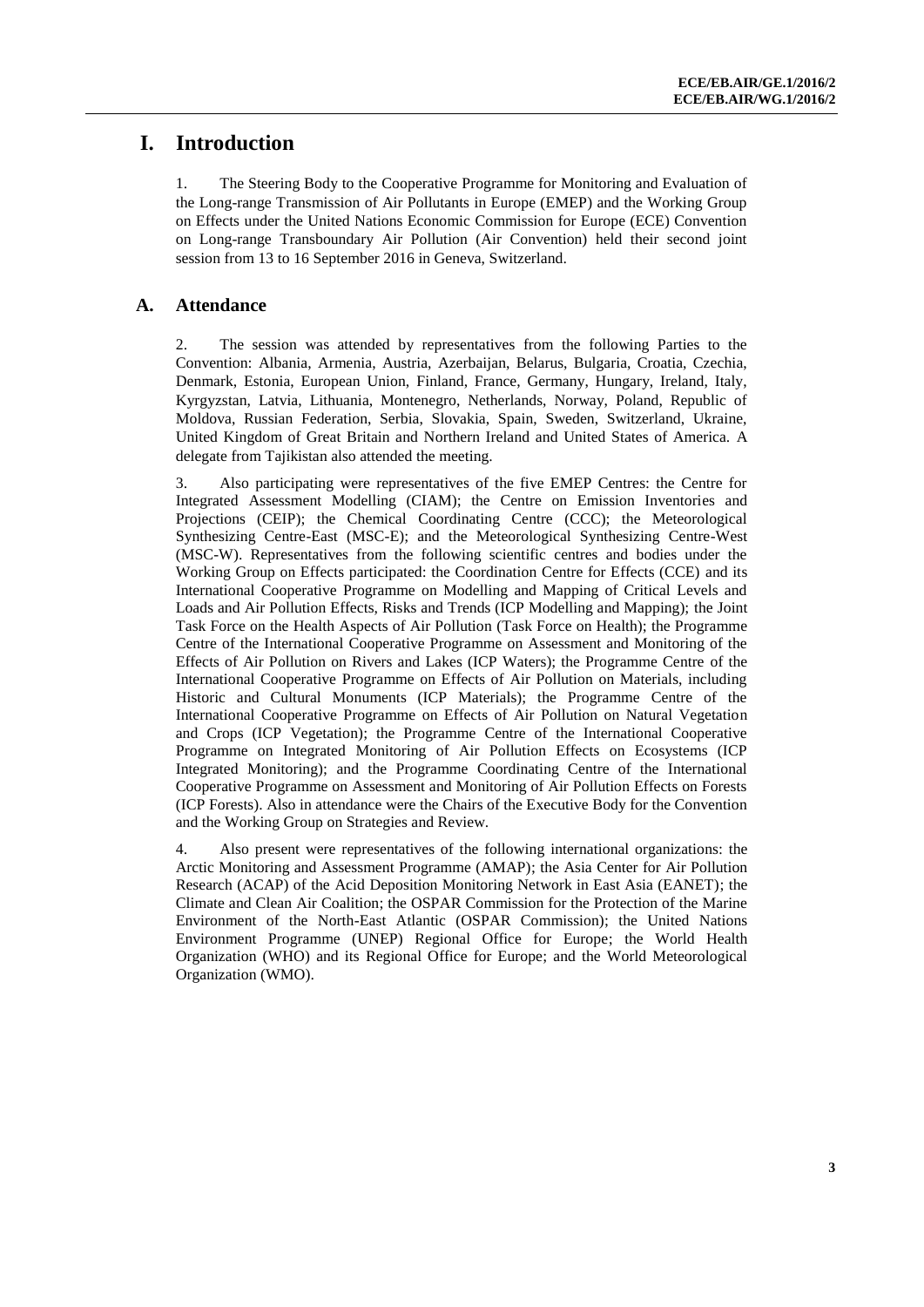# I. Introduction

1. The Steering Body to the Cooperative Programme for Monitoring and Evaluation of the Long-range Transmission of Air Pollutants in Europe (EMEP) and the Working Group on Effects under the United Nations Economic Commission for Europe (ECE) Convention on Long-range Transboundary Air Pollution (Air Convention) held their second joint session from 13 to 16 September 2016 in Geneva, Switzerland.

## A. Attendance

2. The session was attended by representatives from the following Parties to the Convention: Albania, Armenia, Austria, Azerbaijan, Belarus, Bulgaria, Croatia, Czechia, Denmark, Estonia, European Union, Finland, France, Germany, Hungary, Ireland, Italy, Kyrgyzstan, Latvia, Lithuania, Montenegro, Netherlands, Norway, Poland, Republic of Moldova, Russian Federation, Serbia, Slovakia, Spain, Sweden, Switzerland, Ukraine, United Kingdom of Great Britain and Northern Ireland and United States of America. A delegate from Tajikistan also attended the meeting.

3. Also participating were representatives of the five EMEP Centres: the Centre for Integrated Assessment Modelling (CIAM); the Centre on Emission Inventories and Projections (CEIP); the Chemical Coordinating Centre (CCC); the Meteorological Synthesizing Centre-East (MSC-E); and the Meteorological Synthesizing Centre-West (MSC-W). Representatives from the following scientific centres and bodies under the Working Group on Effects participated: the Coordination Centre for Effects (CCE) and its International Cooperative Programme on Modelling and Mapping of Critical Levels and Loads and Air Pollution Effects, Risks and Trends (ICP Modelling and Mapping); the Joint Task Force on the Health Aspects of Air Pollution (Task Force on Health); the Programme Centre of the International Cooperative Programme on Assessment and Monitoring of the Effects of Air Pollution on Rivers and Lakes (ICP Waters); the Programme Centre of the International Cooperative Programme on Effects of Air Pollution on Materials, including Historic and Cultural Monuments (ICP Materials); the Programme Centre of the International Cooperative Programme on Effects of Air Pollution on Natural Vegetation and Crops (ICP Vegetation); the Programme Centre of the International Cooperative Programme on Integrated Monitoring of Air Pollution Effects on Ecosystems (ICP Integrated Monitoring); and the Programme Coordinating Centre of the International Cooperative Programme on Assessment and Monitoring of Air Pollution Effects on Forests (ICP Forests). Also in attendance were the Chairs of the Executive Body for the Convention and the Working Group on Strategies and Review.

4. Also present were representatives of the following international organizations: the Arctic Monitoring and Assessment Programme (AMAP); the Asia Center for Air Pollution Research (ACAP) of the Acid Deposition Monitoring Network in East Asia (EANET); the Climate and Clean Air Coalition; the OSPAR Commission for the Protection of the Marine Environment of the North-East Atlantic (OSPAR Commission); the United Nations Environment Programme (UNEP) Regional Office for Europe; the World Health Organization (WHO) and its Regional Office for Europe; and the World Meteorological Organization (WMO).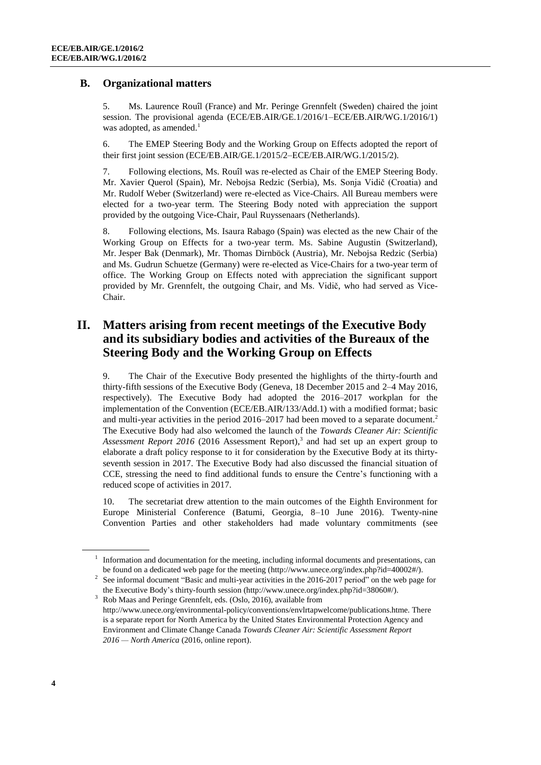## B. Organizational matters

5. Ms. Laurence Rouîl (France) and Mr. Peringe Grennfelt (Sweden) chaired the joint session. The provisional agenda (ECE/EB.AIR/GE.1/2016/1–ECE/EB.AIR/WG.1/2016/1) was adopted, as amended.[1]

6. The EMEP Steering Body and the Working Group on Effects adopted the report of their first joint session (ECE/EB.AIR/GE.1/2015/2–ECE/EB.AIR/WG.1/2015/2).

7. Following elections, Ms. Rouîl was re-elected as Chair of the EMEP Steering Body. Mr. Xavier Querol (Spain), Mr. Nebojsa Redzic (Serbia), Ms. Sonja Vidič (Croatia) and Mr. Rudolf Weber (Switzerland) were re-elected as Vice-Chairs. All Bureau members were elected for a two-year term. The Steering Body noted with appreciation the support provided by the outgoing Vice-Chair, Paul Ruyssenaars (Netherlands).

8. Following elections, Ms. Isaura Rabago (Spain) was elected as the new Chair of the Working Group on Effects for a two-year term. Ms. Sabine Augustin (Switzerland), Mr. Jesper Bak (Denmark), Mr. Thomas Dirnböck (Austria), Mr. Nebojsa Redzic (Serbia) and Ms. Gudrun Schuetze (Germany) were re-elected as Vice-Chairs for a two-year term of office. The Working Group on Effects noted with appreciation the significant support provided by Mr. Grennfelt, the outgoing Chair, and Ms. Vidič, who had served as Vice-Chair.

# II. Matters arising from recent meetings of the Executive Body and its subsidiary bodies and activities of the Bureaux of the Steering Body and the Working Group on Effects

9. The Chair of the Executive Body presented the highlights of the thirty-fourth and thirty-fifth sessions of the Executive Body (Geneva, 18 December 2015 and 2–4 May 2016, respectively). The Executive Body had adopted the 2016–2017 workplan for the implementation of the Convention (ECE/EB.AIR/133/Add.1) with a modified format; basic and multi-year activities in the period 2016–2017 had been moved to a separate document.[2] The Executive Body had also welcomed the launch of the *Towards Cleaner Air: Scientific Assessment Report 2016* (2016 Assessment Report),[3] and had set up an expert group to elaborate a draft policy response to it for consideration by the Executive Body at its thirty-seventh session in 2017. The Executive Body had also discussed the financial situation of CCE, stressing the need to find additional funds to ensure the Centre's functioning with a reduced scope of activities in 2017.

10. The secretariat drew attention to the main outcomes of the Eighth Environment for Europe Ministerial Conference (Batumi, Georgia, 8–10 June 2016). Twenty-nine Convention Parties and other stakeholders had made voluntary commitments (see

---

[1] Information and documentation for the meeting, including informal documents and presentations, can be found on a dedicated web page for the meeting (http://www.unece.org/index.php?id=40002#/).

[2] See informal document "Basic and multi-year activities in the 2016-2017 period" on the web page for the Executive Body's thirty-fourth session (http://www.unece.org/index.php?id=38060#/).

[3] Rob Maas and Peringe Grennfelt, eds. (Oslo, 2016), available from http://www.unece.org/environmental-policy/conventions/envlrtapwelcome/publications.htme. There is a separate report for North America by the United States Environmental Protection Agency and Environment and Climate Change Canada *Towards Cleaner Air: Scientific Assessment Report 2016 — North America* (2016, online report).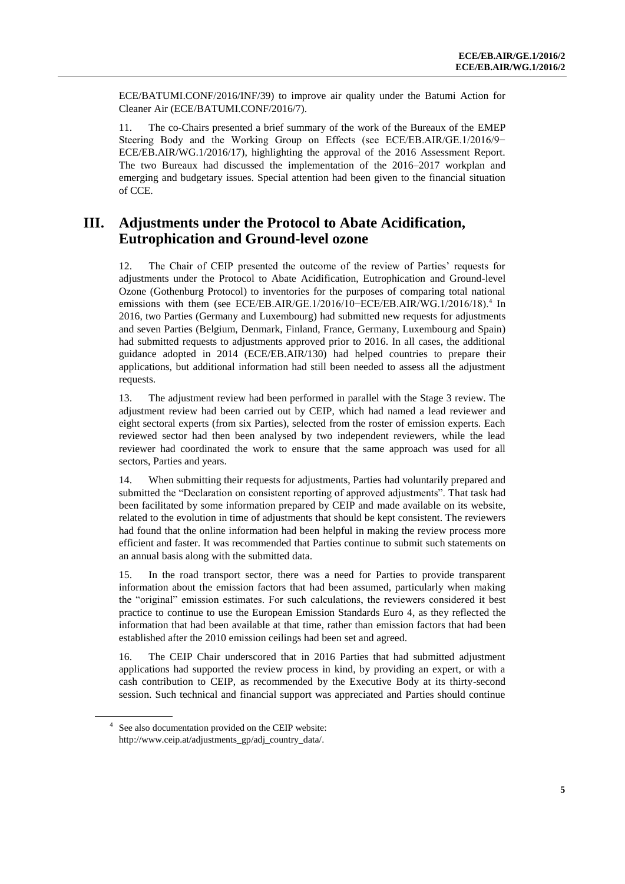ECE/BATUMI.CONF/2016/INF/39) to improve air quality under the Batumi Action for Cleaner Air (ECE/BATUMI.CONF/2016/7).

11. The co-Chairs presented a brief summary of the work of the Bureaux of the EMEP Steering Body and the Working Group on Effects (see ECE/EB.AIR/GE.1/2016/9−ECE/EB.AIR/WG.1/2016/17), highlighting the approval of the 2016 Assessment Report. The two Bureaux had discussed the implementation of the 2016–2017 workplan and emerging and budgetary issues. Special attention had been given to the financial situation of CCE.

## III. Adjustments under the Protocol to Abate Acidification, Eutrophication and Ground-level ozone

12. The Chair of CEIP presented the outcome of the review of Parties' requests for adjustments under the Protocol to Abate Acidification, Eutrophication and Ground-level Ozone (Gothenburg Protocol) to inventories for the purposes of comparing total national emissions with them (see ECE/EB.AIR/GE.1/2016/10−ECE/EB.AIR/WG.1/2016/18).[4] In 2016, two Parties (Germany and Luxembourg) had submitted new requests for adjustments and seven Parties (Belgium, Denmark, Finland, France, Germany, Luxembourg and Spain) had submitted requests to adjustments approved prior to 2016. In all cases, the additional guidance adopted in 2014 (ECE/EB.AIR/130) had helped countries to prepare their applications, but additional information had still been needed to assess all the adjustment requests.

13. The adjustment review had been performed in parallel with the Stage 3 review. The adjustment review had been carried out by CEIP, which had named a lead reviewer and eight sectoral experts (from six Parties), selected from the roster of emission experts. Each reviewed sector had then been analysed by two independent reviewers, while the lead reviewer had coordinated the work to ensure that the same approach was used for all sectors, Parties and years.

14. When submitting their requests for adjustments, Parties had voluntarily prepared and submitted the "Declaration on consistent reporting of approved adjustments". That task had been facilitated by some information prepared by CEIP and made available on its website, related to the evolution in time of adjustments that should be kept consistent. The reviewers had found that the online information had been helpful in making the review process more efficient and faster. It was recommended that Parties continue to submit such statements on an annual basis along with the submitted data.

15. In the road transport sector, there was a need for Parties to provide transparent information about the emission factors that had been assumed, particularly when making the "original" emission estimates. For such calculations, the reviewers considered it best practice to continue to use the European Emission Standards Euro 4, as they reflected the information that had been available at that time, rather than emission factors that had been established after the 2010 emission ceilings had been set and agreed.

16. The CEIP Chair underscored that in 2016 Parties that had submitted adjustment applications had supported the review process in kind, by providing an expert, or with a cash contribution to CEIP, as recommended by the Executive Body at its thirty-second session. Such technical and financial support was appreciated and Parties should continue

[4] See also documentation provided on the CEIP website: http://www.ceip.at/adjustments_gp/adj_country_data/.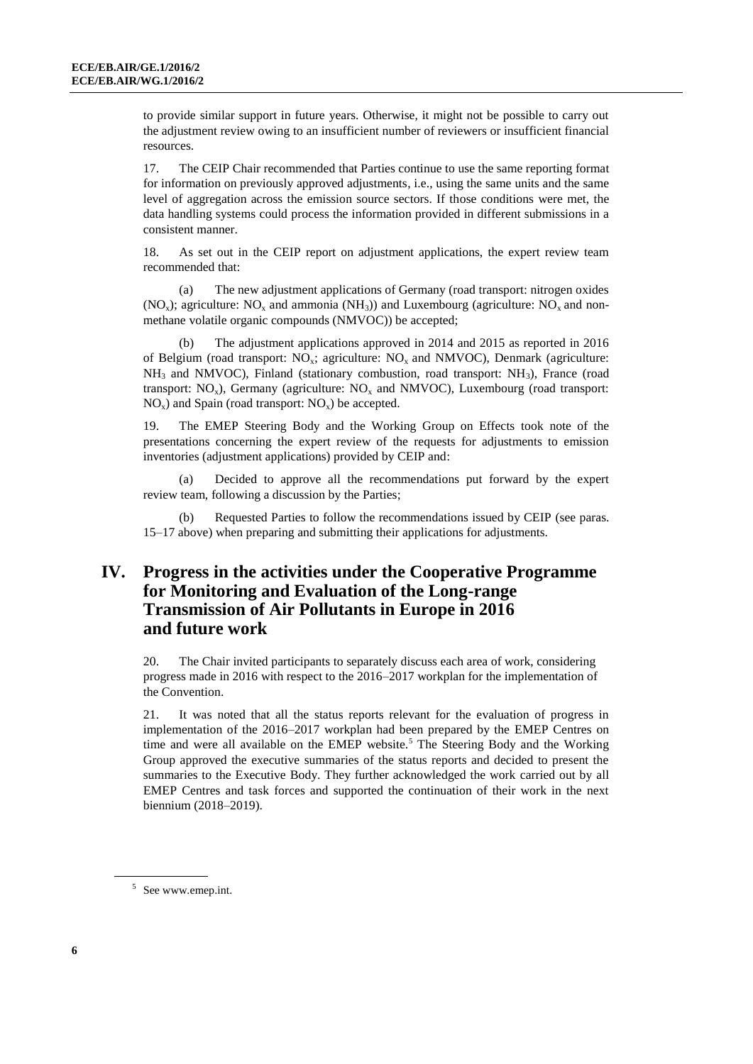to provide similar support in future years. Otherwise, it might not be possible to carry out the adjustment review owing to an insufficient number of reviewers or insufficient financial resources.

17. The CEIP Chair recommended that Parties continue to use the same reporting format for information on previously approved adjustments, i.e., using the same units and the same level of aggregation across the emission source sectors. If those conditions were met, the data handling systems could process the information provided in different submissions in a consistent manner.

18. As set out in the CEIP report on adjustment applications, the expert review team recommended that:

(a) The new adjustment applications of Germany (road transport: nitrogen oxides ($NO_x$); agriculture: $NO_x$ and ammonia ($NH_3$)) and Luxembourg (agriculture: $NO_x$ and non-methane volatile organic compounds (NMVOC)) be accepted;

(b) The adjustment applications approved in 2014 and 2015 as reported in 2016 of Belgium (road transport: $NO_x$; agriculture: $NO_x$ and NMVOC), Denmark (agriculture: $NH_3$ and NMVOC), Finland (stationary combustion, road transport: $NH_3$), France (road transport: $NO_x$), Germany (agriculture: $NO_x$ and NMVOC), Luxembourg (road transport: $NO_x$) and Spain (road transport: $NO_x$) be accepted.

19. The EMEP Steering Body and the Working Group on Effects took note of the presentations concerning the expert review of the requests for adjustments to emission inventories (adjustment applications) provided by CEIP and:

(a) Decided to approve all the recommendations put forward by the expert review team, following a discussion by the Parties;

(b) Requested Parties to follow the recommendations issued by CEIP (see paras. 15–17 above) when preparing and submitting their applications for adjustments.

## IV. Progress in the activities under the Cooperative Programme for Monitoring and Evaluation of the Long-range Transmission of Air Pollutants in Europe in 2016 and future work

20. The Chair invited participants to separately discuss each area of work, considering progress made in 2016 with respect to the 2016–2017 workplan for the implementation of the Convention.

21. It was noted that all the status reports relevant for the evaluation of progress in implementation of the 2016–2017 workplan had been prepared by the EMEP Centres on time and were all available on the EMEP website.[5] The Steering Body and the Working Group approved the executive summaries of the status reports and decided to present the summaries to the Executive Body. They further acknowledged the work carried out by all EMEP Centres and task forces and supported the continuation of their work in the next biennium (2018–2019).

[5] See www.emep.int.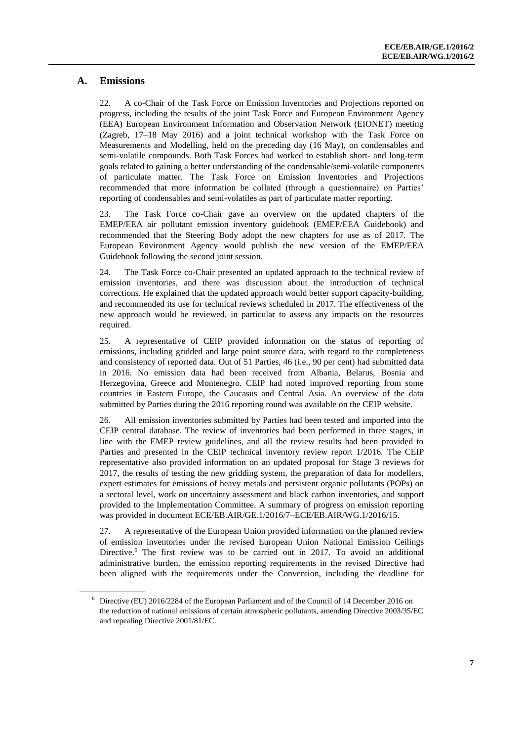## A. Emissions

22. A co-Chair of the Task Force on Emission Inventories and Projections reported on progress, including the results of the joint Task Force and European Environment Agency (EEA) European Environment Information and Observation Network (EIONET) meeting (Zagreb, 17–18 May 2016) and a joint technical workshop with the Task Force on Measurements and Modelling, held on the preceding day (16 May), on condensables and semi-volatile compounds. Both Task Forces had worked to establish short- and long-term goals related to gaining a better understanding of the condensable/semi-volatile components of particulate matter. The Task Force on Emission Inventories and Projections recommended that more information be collated (through a questionnaire) on Parties' reporting of condensables and semi-volatiles as part of particulate matter reporting.

23. The Task Force co-Chair gave an overview on the updated chapters of the EMEP/EEA air pollutant emission inventory guidebook (EMEP/EEA Guidebook) and recommended that the Steering Body adopt the new chapters for use as of 2017. The European Environment Agency would publish the new version of the EMEP/EEA Guidebook following the second joint session.

24. The Task Force co-Chair presented an updated approach to the technical review of emission inventories, and there was discussion about the introduction of technical corrections. He explained that the updated approach would better support capacity-building, and recommended its use for technical reviews scheduled in 2017. The effectiveness of the new approach would be reviewed, in particular to assess any impacts on the resources required.

25. A representative of CEIP provided information on the status of reporting of emissions, including gridded and large point source data, with regard to the completeness and consistency of reported data. Out of 51 Parties, 46 (i.e., 90 per cent) had submitted data in 2016. No emission data had been received from Albania, Belarus, Bosnia and Herzegovina, Greece and Montenegro. CEIP had noted improved reporting from some countries in Eastern Europe, the Caucasus and Central Asia. An overview of the data submitted by Parties during the 2016 reporting round was available on the CEIP website.

26. All emission inventories submitted by Parties had been tested and imported into the CEIP central database. The review of inventories had been performed in three stages, in line with the EMEP review guidelines, and all the review results had been provided to Parties and presented in the CEIP technical inventory review report 1/2016. The CEIP representative also provided information on an updated proposal for Stage 3 reviews for 2017, the results of testing the new gridding system, the preparation of data for modellers, expert estimates for emissions of heavy metals and persistent organic pollutants (POPs) on a sectoral level, work on uncertainty assessment and black carbon inventories, and support provided to the Implementation Committee. A summary of progress on emission reporting was provided in document ECE/EB.AIR/GE.1/2016/7–ECE/EB.AIR/WG.1/2016/15.

27. A representative of the European Union provided information on the planned review of emission inventories under the revised European Union National Emission Ceilings Directive.[6] The first review was to be carried out in 2017. To avoid an additional administrative burden, the emission reporting requirements in the revised Directive had been aligned with the requirements under the Convention, including the deadline for

[6] Directive (EU) 2016/2284 of the European Parliament and of the Council of 14 December 2016 on the reduction of national emissions of certain atmospheric pollutants, amending Directive 2003/35/EC and repealing Directive 2001/81/EC.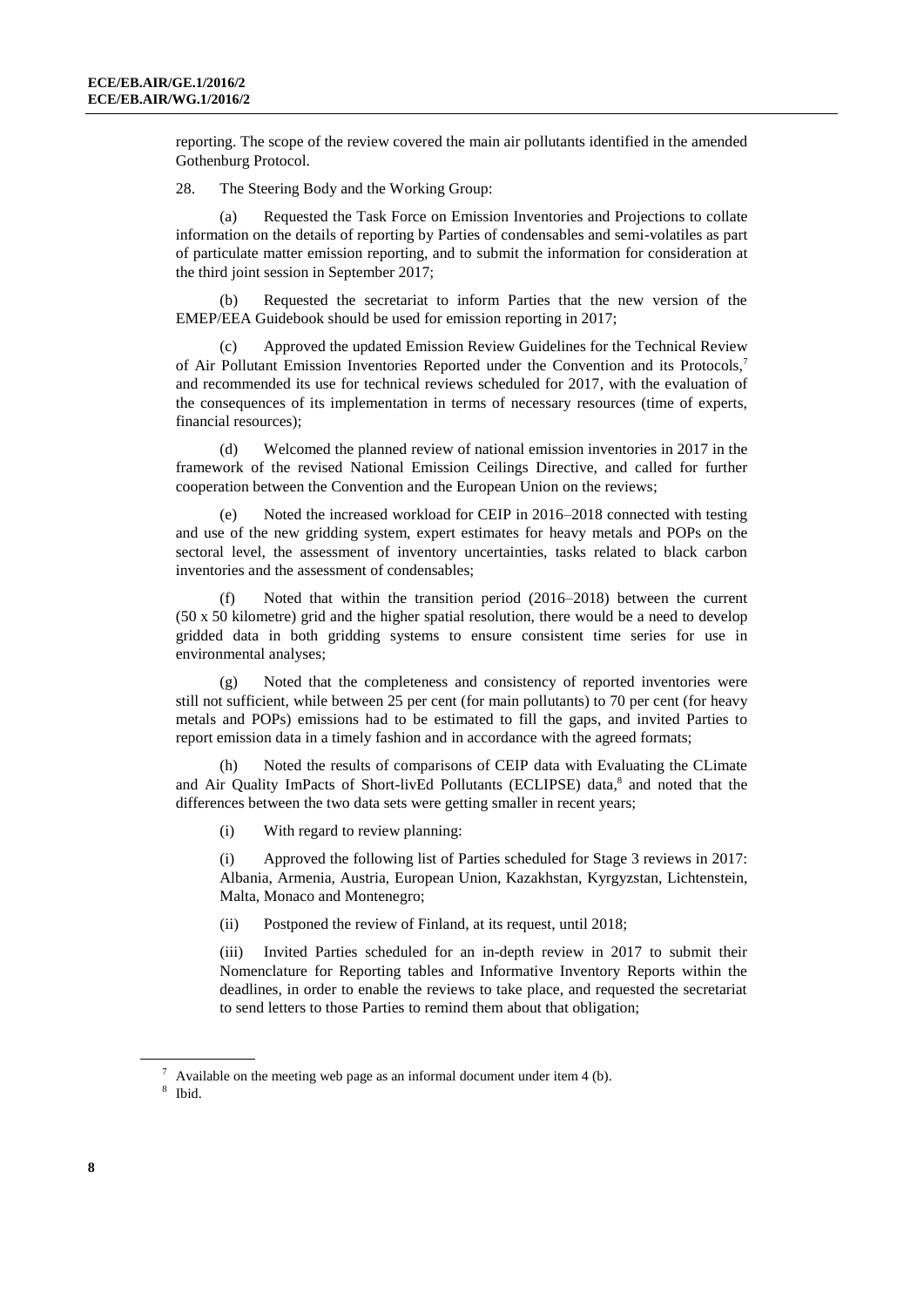reporting. The scope of the review covered the main air pollutants identified in the amended Gothenburg Protocol.

28. The Steering Body and the Working Group:

(a) Requested the Task Force on Emission Inventories and Projections to collate information on the details of reporting by Parties of condensables and semi-volatiles as part of particulate matter emission reporting, and to submit the information for consideration at the third joint session in September 2017;

(b) Requested the secretariat to inform Parties that the new version of the EMEP/EEA Guidebook should be used for emission reporting in 2017;

(c) Approved the updated Emission Review Guidelines for the Technical Review of Air Pollutant Emission Inventories Reported under the Convention and its Protocols,[7] and recommended its use for technical reviews scheduled for 2017, with the evaluation of the consequences of its implementation in terms of necessary resources (time of experts, financial resources);

(d) Welcomed the planned review of national emission inventories in 2017 in the framework of the revised National Emission Ceilings Directive, and called for further cooperation between the Convention and the European Union on the reviews;

(e) Noted the increased workload for CEIP in 2016–2018 connected with testing and use of the new gridding system, expert estimates for heavy metals and POPs on the sectoral level, the assessment of inventory uncertainties, tasks related to black carbon inventories and the assessment of condensables;

(f) Noted that within the transition period (2016–2018) between the current (50 x 50 kilometre) grid and the higher spatial resolution, there would be a need to develop gridded data in both gridding systems to ensure consistent time series for use in environmental analyses;

(g) Noted that the completeness and consistency of reported inventories were still not sufficient, while between 25 per cent (for main pollutants) to 70 per cent (for heavy metals and POPs) emissions had to be estimated to fill the gaps, and invited Parties to report emission data in a timely fashion and in accordance with the agreed formats;

(h) Noted the results of comparisons of CEIP data with Evaluating the CLimate and Air Quality ImPacts of Short-livEd Pollutants (ECLIPSE) data,[8] and noted that the differences between the two data sets were getting smaller in recent years;

(i) With regard to review planning:

(i) Approved the following list of Parties scheduled for Stage 3 reviews in 2017: Albania, Armenia, Austria, European Union, Kazakhstan, Kyrgyzstan, Lichtenstein, Malta, Monaco and Montenegro;

(ii) Postponed the review of Finland, at its request, until 2018;

(iii) Invited Parties scheduled for an in-depth review in 2017 to submit their Nomenclature for Reporting tables and Informative Inventory Reports within the deadlines, in order to enable the reviews to take place, and requested the secretariat to send letters to those Parties to remind them about that obligation;

---

[7] Available on the meeting web page as an informal document under item 4 (b).

[8] Ibid.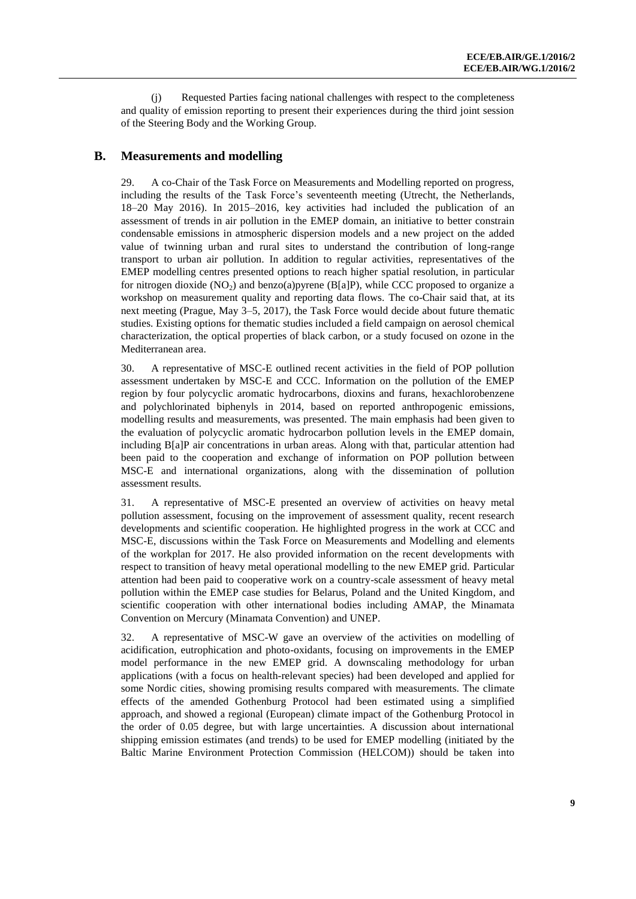(j) Requested Parties facing national challenges with respect to the completeness and quality of emission reporting to present their experiences during the third joint session of the Steering Body and the Working Group.

## B. Measurements and modelling

29. A co-Chair of the Task Force on Measurements and Modelling reported on progress, including the results of the Task Force's seventeenth meeting (Utrecht, the Netherlands, 18–20 May 2016). In 2015–2016, key activities had included the publication of an assessment of trends in air pollution in the EMEP domain, an initiative to better constrain condensable emissions in atmospheric dispersion models and a new project on the added value of twinning urban and rural sites to understand the contribution of long-range transport to urban air pollution. In addition to regular activities, representatives of the EMEP modelling centres presented options to reach higher spatial resolution, in particular for nitrogen dioxide ($NO_2$) and benzo(a)pyrene (B[a]P), while CCC proposed to organize a workshop on measurement quality and reporting data flows. The co-Chair said that, at its next meeting (Prague, May 3–5, 2017), the Task Force would decide about future thematic studies. Existing options for thematic studies included a field campaign on aerosol chemical characterization, the optical properties of black carbon, or a study focused on ozone in the Mediterranean area.

30. A representative of MSC-E outlined recent activities in the field of POP pollution assessment undertaken by MSC-E and CCC. Information on the pollution of the EMEP region by four polycyclic aromatic hydrocarbons, dioxins and furans, hexachlorobenzene and polychlorinated biphenyls in 2014, based on reported anthropogenic emissions, modelling results and measurements, was presented. The main emphasis had been given to the evaluation of polycyclic aromatic hydrocarbon pollution levels in the EMEP domain, including B[a]P air concentrations in urban areas. Along with that, particular attention had been paid to the cooperation and exchange of information on POP pollution between MSC-E and international organizations, along with the dissemination of pollution assessment results.

31. A representative of MSC-E presented an overview of activities on heavy metal pollution assessment, focusing on the improvement of assessment quality, recent research developments and scientific cooperation. He highlighted progress in the work at CCC and MSC-E, discussions within the Task Force on Measurements and Modelling and elements of the workplan for 2017. He also provided information on the recent developments with respect to transition of heavy metal operational modelling to the new EMEP grid. Particular attention had been paid to cooperative work on a country-scale assessment of heavy metal pollution within the EMEP case studies for Belarus, Poland and the United Kingdom, and scientific cooperation with other international bodies including AMAP, the Minamata Convention on Mercury (Minamata Convention) and UNEP.

32. A representative of MSC-W gave an overview of the activities on modelling of acidification, eutrophication and photo-oxidants, focusing on improvements in the EMEP model performance in the new EMEP grid. A downscaling methodology for urban applications (with a focus on health-relevant species) had been developed and applied for some Nordic cities, showing promising results compared with measurements. The climate effects of the amended Gothenburg Protocol had been estimated using a simplified approach, and showed a regional (European) climate impact of the Gothenburg Protocol in the order of 0.05 degree, but with large uncertainties. A discussion about international shipping emission estimates (and trends) to be used for EMEP modelling (initiated by the Baltic Marine Environment Protection Commission (HELCOM)) should be taken into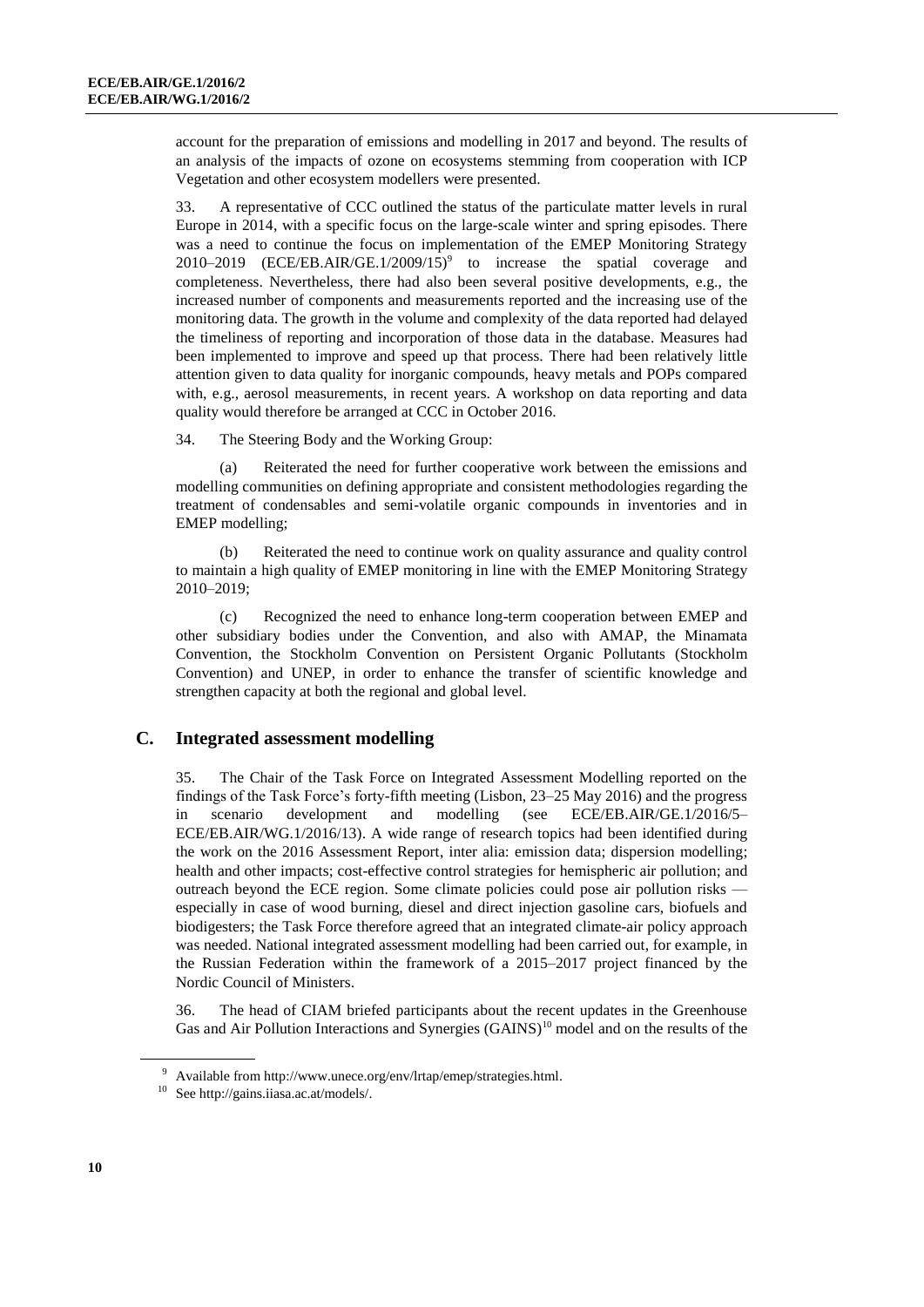account for the preparation of emissions and modelling in 2017 and beyond. The results of an analysis of the impacts of ozone on ecosystems stemming from cooperation with ICP Vegetation and other ecosystem modellers were presented.

33. A representative of CCC outlined the status of the particulate matter levels in rural Europe in 2014, with a specific focus on the large-scale winter and spring episodes. There was a need to continue the focus on implementation of the EMEP Monitoring Strategy 2010–2019 (ECE/EB.AIR/GE.1/2009/15)[9] to increase the spatial coverage and completeness. Nevertheless, there had also been several positive developments, e.g., the increased number of components and measurements reported and the increasing use of the monitoring data. The growth in the volume and complexity of the data reported had delayed the timeliness of reporting and incorporation of those data in the database. Measures had been implemented to improve and speed up that process. There had been relatively little attention given to data quality for inorganic compounds, heavy metals and POPs compared with, e.g., aerosol measurements, in recent years. A workshop on data reporting and data quality would therefore be arranged at CCC in October 2016.

34. The Steering Body and the Working Group:

(a) Reiterated the need for further cooperative work between the emissions and modelling communities on defining appropriate and consistent methodologies regarding the treatment of condensables and semi-volatile organic compounds in inventories and in EMEP modelling;

(b) Reiterated the need to continue work on quality assurance and quality control to maintain a high quality of EMEP monitoring in line with the EMEP Monitoring Strategy 2010–2019;

(c) Recognized the need to enhance long-term cooperation between EMEP and other subsidiary bodies under the Convention, and also with AMAP, the Minamata Convention, the Stockholm Convention on Persistent Organic Pollutants (Stockholm Convention) and UNEP, in order to enhance the transfer of scientific knowledge and strengthen capacity at both the regional and global level.

## C. Integrated assessment modelling

35. The Chair of the Task Force on Integrated Assessment Modelling reported on the findings of the Task Force's forty-fifth meeting (Lisbon, 23–25 May 2016) and the progress in scenario development and modelling (see ECE/EB.AIR/GE.1/2016/5–ECE/EB.AIR/WG.1/2016/13). A wide range of research topics had been identified during the work on the 2016 Assessment Report, inter alia: emission data; dispersion modelling; health and other impacts; cost-effective control strategies for hemispheric air pollution; and outreach beyond the ECE region. Some climate policies could pose air pollution risks — especially in case of wood burning, diesel and direct injection gasoline cars, biofuels and biodigesters; the Task Force therefore agreed that an integrated climate-air policy approach was needed. National integrated assessment modelling had been carried out, for example, in the Russian Federation within the framework of a 2015–2017 project financed by the Nordic Council of Ministers.

36. The head of CIAM briefed participants about the recent updates in the Greenhouse Gas and Air Pollution Interactions and Synergies (GAINS)[10] model and on the results of the

[9] Available from http://www.unece.org/env/lrtap/emep/strategies.html.

[10] See http://gains.iiasa.ac.at/models/.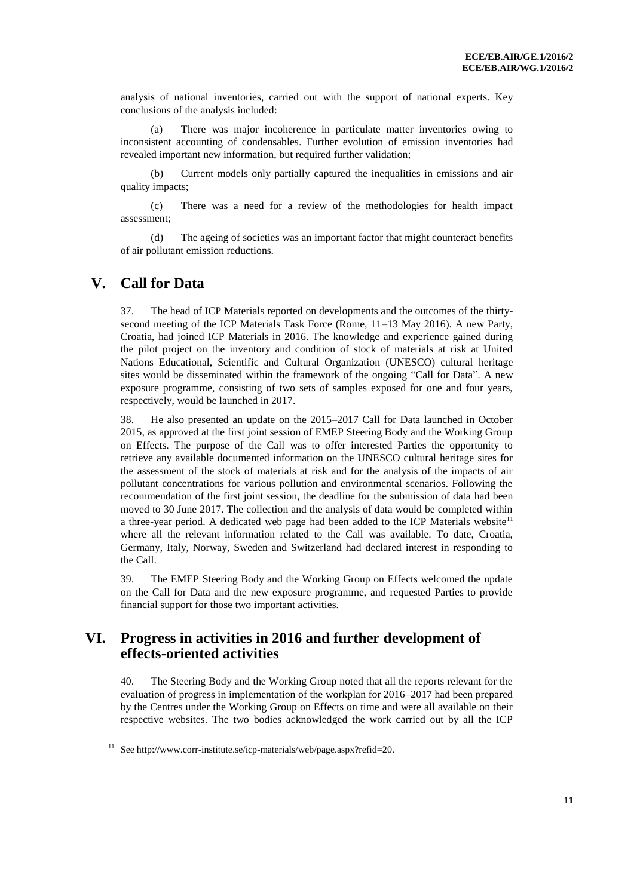analysis of national inventories, carried out with the support of national experts. Key conclusions of the analysis included:

(a) There was major incoherence in particulate matter inventories owing to inconsistent accounting of condensables. Further evolution of emission inventories had revealed important new information, but required further validation;

(b) Current models only partially captured the inequalities in emissions and air quality impacts;

(c) There was a need for a review of the methodologies for health impact assessment;

(d) The ageing of societies was an important factor that might counteract benefits of air pollutant emission reductions.

# V. Call for Data

37. The head of ICP Materials reported on developments and the outcomes of the thirty-second meeting of the ICP Materials Task Force (Rome, 11–13 May 2016). A new Party, Croatia, had joined ICP Materials in 2016. The knowledge and experience gained during the pilot project on the inventory and condition of stock of materials at risk at United Nations Educational, Scientific and Cultural Organization (UNESCO) cultural heritage sites would be disseminated within the framework of the ongoing "Call for Data". A new exposure programme, consisting of two sets of samples exposed for one and four years, respectively, would be launched in 2017.

38. He also presented an update on the 2015–2017 Call for Data launched in October 2015, as approved at the first joint session of EMEP Steering Body and the Working Group on Effects. The purpose of the Call was to offer interested Parties the opportunity to retrieve any available documented information on the UNESCO cultural heritage sites for the assessment of the stock of materials at risk and for the analysis of the impacts of air pollutant concentrations for various pollution and environmental scenarios. Following the recommendation of the first joint session, the deadline for the submission of data had been moved to 30 June 2017. The collection and the analysis of data would be completed within a three-year period. A dedicated web page had been added to the ICP Materials website[11] where all the relevant information related to the Call was available. To date, Croatia, Germany, Italy, Norway, Sweden and Switzerland had declared interest in responding to the Call.

39. The EMEP Steering Body and the Working Group on Effects welcomed the update on the Call for Data and the new exposure programme, and requested Parties to provide financial support for those two important activities.

# VI. Progress in activities in 2016 and further development of effects-oriented activities

40. The Steering Body and the Working Group noted that all the reports relevant for the evaluation of progress in implementation of the workplan for 2016–2017 had been prepared by the Centres under the Working Group on Effects on time and were all available on their respective websites. The two bodies acknowledged the work carried out by all the ICP

[11] See http://www.corr-institute.se/icp-materials/web/page.aspx?refid=20.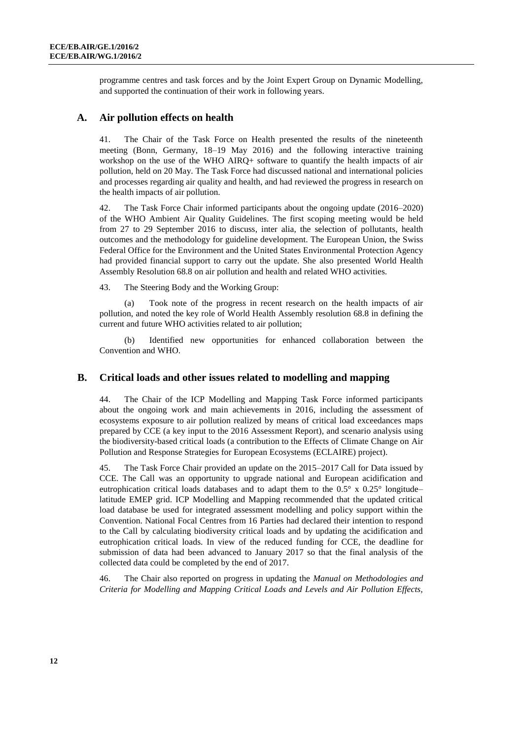programme centres and task forces and by the Joint Expert Group on Dynamic Modelling, and supported the continuation of their work in following years.

## A. Air pollution effects on health

41. The Chair of the Task Force on Health presented the results of the nineteenth meeting (Bonn, Germany, 18–19 May 2016) and the following interactive training workshop on the use of the WHO AIRQ+ software to quantify the health impacts of air pollution, held on 20 May. The Task Force had discussed national and international policies and processes regarding air quality and health, and had reviewed the progress in research on the health impacts of air pollution.

42. The Task Force Chair informed participants about the ongoing update (2016–2020) of the WHO Ambient Air Quality Guidelines. The first scoping meeting would be held from 27 to 29 September 2016 to discuss, inter alia, the selection of pollutants, health outcomes and the methodology for guideline development. The European Union, the Swiss Federal Office for the Environment and the United States Environmental Protection Agency had provided financial support to carry out the update. She also presented World Health Assembly Resolution 68.8 on air pollution and health and related WHO activities.

43. The Steering Body and the Working Group:

(a) Took note of the progress in recent research on the health impacts of air pollution, and noted the key role of World Health Assembly resolution 68.8 in defining the current and future WHO activities related to air pollution;

(b) Identified new opportunities for enhanced collaboration between the Convention and WHO.

## B. Critical loads and other issues related to modelling and mapping

44. The Chair of the ICP Modelling and Mapping Task Force informed participants about the ongoing work and main achievements in 2016, including the assessment of ecosystems exposure to air pollution realized by means of critical load exceedances maps prepared by CCE (a key input to the 2016 Assessment Report), and scenario analysis using the biodiversity-based critical loads (a contribution to the Effects of Climate Change on Air Pollution and Response Strategies for European Ecosystems (ECLAIRE) project).

45. The Task Force Chair provided an update on the 2015–2017 Call for Data issued by CCE. The Call was an opportunity to upgrade national and European acidification and eutrophication critical loads databases and to adapt them to the 0.5° x 0.25° longitude–latitude EMEP grid. ICP Modelling and Mapping recommended that the updated critical load database be used for integrated assessment modelling and policy support within the Convention. National Focal Centres from 16 Parties had declared their intention to respond to the Call by calculating biodiversity critical loads and by updating the acidification and eutrophication critical loads. In view of the reduced funding for CCE, the deadline for submission of data had been advanced to January 2017 so that the final analysis of the collected data could be completed by the end of 2017.

46. The Chair also reported on progress in updating the *Manual on Methodologies and Criteria for Modelling and Mapping Critical Loads and Levels and Air Pollution Effects,*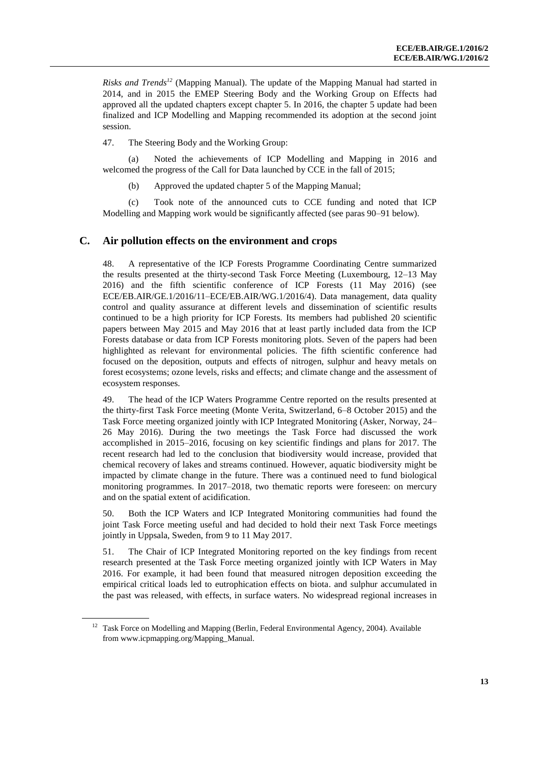*Risks and Trends*[12] (Mapping Manual). The update of the Mapping Manual had started in 2014, and in 2015 the EMEP Steering Body and the Working Group on Effects had approved all the updated chapters except chapter 5. In 2016, the chapter 5 update had been finalized and ICP Modelling and Mapping recommended its adoption at the second joint session.

47. The Steering Body and the Working Group:

(a) Noted the achievements of ICP Modelling and Mapping in 2016 and welcomed the progress of the Call for Data launched by CCE in the fall of 2015;

(b) Approved the updated chapter 5 of the Mapping Manual;

(c) Took note of the announced cuts to CCE funding and noted that ICP Modelling and Mapping work would be significantly affected (see paras 90–91 below).

## C. Air pollution effects on the environment and crops

48. A representative of the ICP Forests Programme Coordinating Centre summarized the results presented at the thirty-second Task Force Meeting (Luxembourg, 12–13 May 2016) and the fifth scientific conference of ICP Forests (11 May 2016) (see ECE/EB.AIR/GE.1/2016/11–ECE/EB.AIR/WG.1/2016/4). Data management, data quality control and quality assurance at different levels and dissemination of scientific results continued to be a high priority for ICP Forests. Its members had published 20 scientific papers between May 2015 and May 2016 that at least partly included data from the ICP Forests database or data from ICP Forests monitoring plots. Seven of the papers had been highlighted as relevant for environmental policies. The fifth scientific conference had focused on the deposition, outputs and effects of nitrogen, sulphur and heavy metals on forest ecosystems; ozone levels, risks and effects; and climate change and the assessment of ecosystem responses.

49. The head of the ICP Waters Programme Centre reported on the results presented at the thirty-first Task Force meeting (Monte Verita, Switzerland, 6–8 October 2015) and the Task Force meeting organized jointly with ICP Integrated Monitoring (Asker, Norway, 24–26 May 2016). During the two meetings the Task Force had discussed the work accomplished in 2015–2016, focusing on key scientific findings and plans for 2017. The recent research had led to the conclusion that biodiversity would increase, provided that chemical recovery of lakes and streams continued. However, aquatic biodiversity might be impacted by climate change in the future. There was a continued need to fund biological monitoring programmes. In 2017–2018, two thematic reports were foreseen: on mercury and on the spatial extent of acidification.

50. Both the ICP Waters and ICP Integrated Monitoring communities had found the joint Task Force meeting useful and had decided to hold their next Task Force meetings jointly in Uppsala, Sweden, from 9 to 11 May 2017.

51. The Chair of ICP Integrated Monitoring reported on the key findings from recent research presented at the Task Force meeting organized jointly with ICP Waters in May 2016. For example, it had been found that measured nitrogen deposition exceeding the empirical critical loads led to eutrophication effects on biota. and sulphur accumulated in the past was released, with effects, in surface waters. No widespread regional increases in

[12] Task Force on Modelling and Mapping (Berlin, Federal Environmental Agency, 2004). Available from www.icpmapping.org/Mapping_Manual.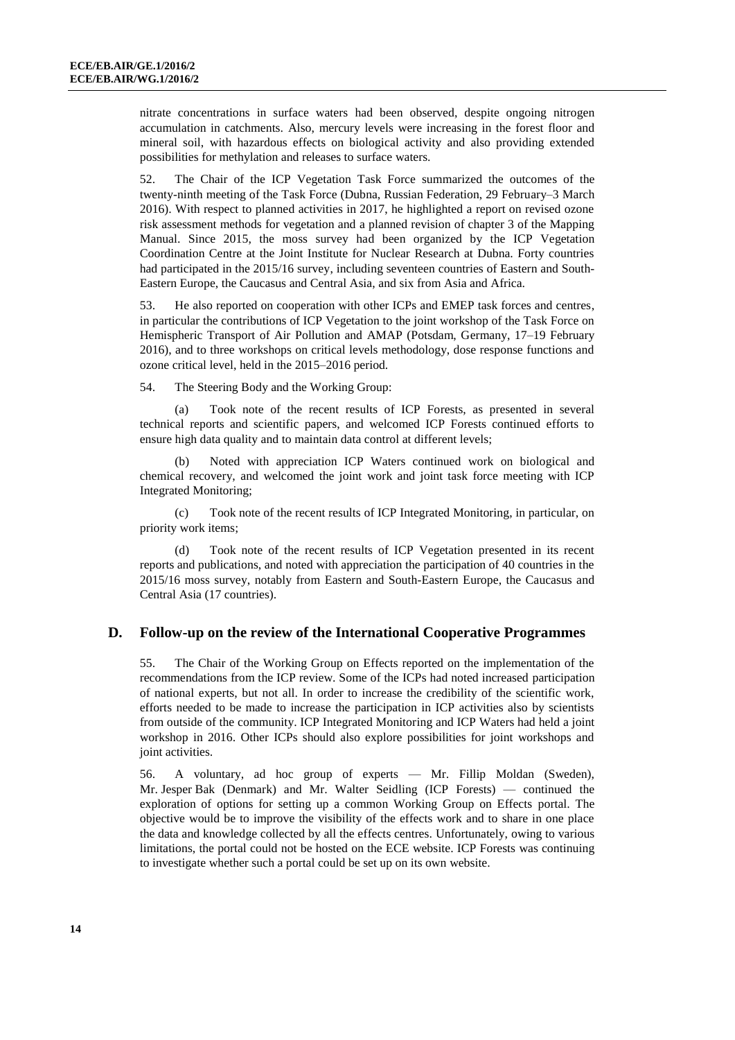nitrate concentrations in surface waters had been observed, despite ongoing nitrogen accumulation in catchments. Also, mercury levels were increasing in the forest floor and mineral soil, with hazardous effects on biological activity and also providing extended possibilities for methylation and releases to surface waters.

52. The Chair of the ICP Vegetation Task Force summarized the outcomes of the twenty-ninth meeting of the Task Force (Dubna, Russian Federation, 29 February–3 March 2016). With respect to planned activities in 2017, he highlighted a report on revised ozone risk assessment methods for vegetation and a planned revision of chapter 3 of the Mapping Manual. Since 2015, the moss survey had been organized by the ICP Vegetation Coordination Centre at the Joint Institute for Nuclear Research at Dubna. Forty countries had participated in the 2015/16 survey, including seventeen countries of Eastern and South-Eastern Europe, the Caucasus and Central Asia, and six from Asia and Africa.

53. He also reported on cooperation with other ICPs and EMEP task forces and centres, in particular the contributions of ICP Vegetation to the joint workshop of the Task Force on Hemispheric Transport of Air Pollution and AMAP (Potsdam, Germany, 17–19 February 2016), and to three workshops on critical levels methodology, dose response functions and ozone critical level, held in the 2015–2016 period.

54. The Steering Body and the Working Group:

(a) Took note of the recent results of ICP Forests, as presented in several technical reports and scientific papers, and welcomed ICP Forests continued efforts to ensure high data quality and to maintain data control at different levels;

(b) Noted with appreciation ICP Waters continued work on biological and chemical recovery, and welcomed the joint work and joint task force meeting with ICP Integrated Monitoring;

(c) Took note of the recent results of ICP Integrated Monitoring, in particular, on priority work items;

(d) Took note of the recent results of ICP Vegetation presented in its recent reports and publications, and noted with appreciation the participation of 40 countries in the 2015/16 moss survey, notably from Eastern and South-Eastern Europe, the Caucasus and Central Asia (17 countries).

## D. Follow-up on the review of the International Cooperative Programmes

55. The Chair of the Working Group on Effects reported on the implementation of the recommendations from the ICP review. Some of the ICPs had noted increased participation of national experts, but not all. In order to increase the credibility of the scientific work, efforts needed to be made to increase the participation in ICP activities also by scientists from outside of the community. ICP Integrated Monitoring and ICP Waters had held a joint workshop in 2016. Other ICPs should also explore possibilities for joint workshops and joint activities.

56. A voluntary, ad hoc group of experts — Mr. Fillip Moldan (Sweden), Mr. Jesper Bak (Denmark) and Mr. Walter Seidling (ICP Forests) — continued the exploration of options for setting up a common Working Group on Effects portal. The objective would be to improve the visibility of the effects work and to share in one place the data and knowledge collected by all the effects centres. Unfortunately, owing to various limitations, the portal could not be hosted on the ECE website. ICP Forests was continuing to investigate whether such a portal could be set up on its own website.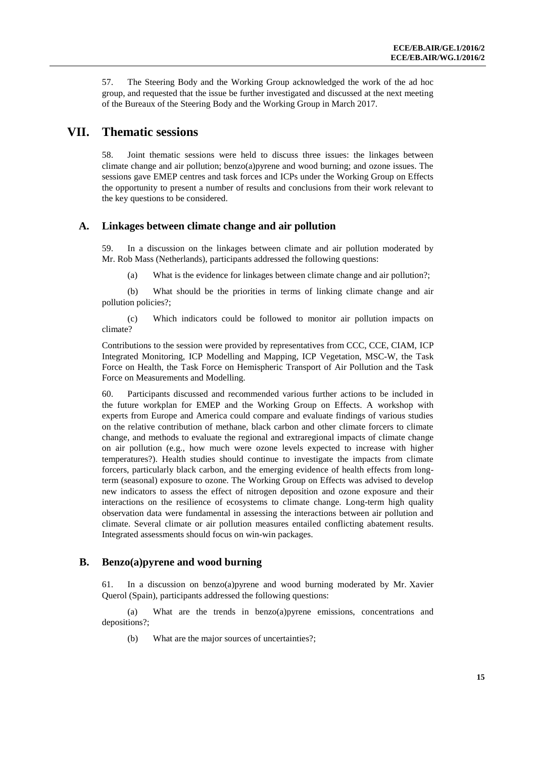57. The Steering Body and the Working Group acknowledged the work of the ad hoc group, and requested that the issue be further investigated and discussed at the next meeting of the Bureaux of the Steering Body and the Working Group in March 2017.

# VII. Thematic sessions

58. Joint thematic sessions were held to discuss three issues: the linkages between climate change and air pollution; benzo(a)pyrene and wood burning; and ozone issues. The sessions gave EMEP centres and task forces and ICPs under the Working Group on Effects the opportunity to present a number of results and conclusions from their work relevant to the key questions to be considered.

## A. Linkages between climate change and air pollution

59. In a discussion on the linkages between climate and air pollution moderated by Mr. Rob Mass (Netherlands), participants addressed the following questions:

(a) What is the evidence for linkages between climate change and air pollution?;

(b) What should be the priorities in terms of linking climate change and air pollution policies?;

(c) Which indicators could be followed to monitor air pollution impacts on climate?

Contributions to the session were provided by representatives from CCC, CCE, CIAM, ICP Integrated Monitoring, ICP Modelling and Mapping, ICP Vegetation, MSC-W, the Task Force on Health, the Task Force on Hemispheric Transport of Air Pollution and the Task Force on Measurements and Modelling.

60. Participants discussed and recommended various further actions to be included in the future workplan for EMEP and the Working Group on Effects. A workshop with experts from Europe and America could compare and evaluate findings of various studies on the relative contribution of methane, black carbon and other climate forcers to climate change, and methods to evaluate the regional and extraregional impacts of climate change on air pollution (e.g., how much were ozone levels expected to increase with higher temperatures?). Health studies should continue to investigate the impacts from climate forcers, particularly black carbon, and the emerging evidence of health effects from long-term (seasonal) exposure to ozone. The Working Group on Effects was advised to develop new indicators to assess the effect of nitrogen deposition and ozone exposure and their interactions on the resilience of ecosystems to climate change. Long-term high quality observation data were fundamental in assessing the interactions between air pollution and climate. Several climate or air pollution measures entailed conflicting abatement results. Integrated assessments should focus on win-win packages.

## B. Benzo(a)pyrene and wood burning

61. In a discussion on benzo(a)pyrene and wood burning moderated by Mr. Xavier Querol (Spain), participants addressed the following questions:

(a) What are the trends in benzo(a)pyrene emissions, concentrations and depositions?;

(b) What are the major sources of uncertainties?;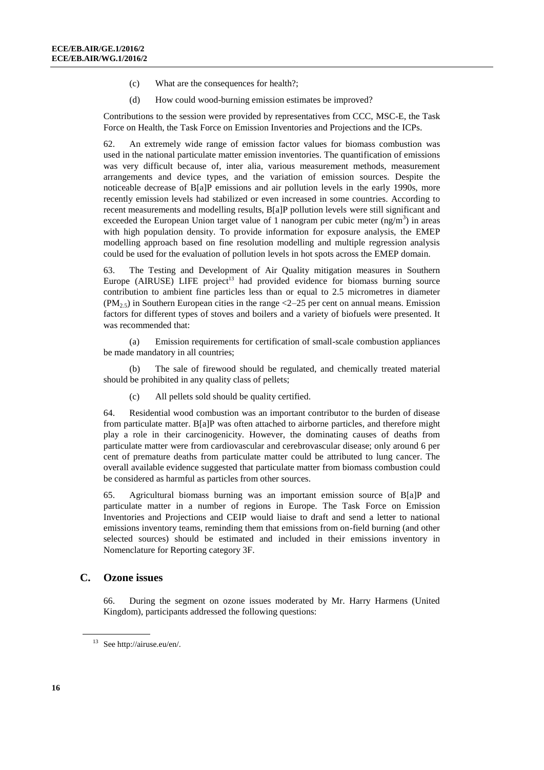(c) What are the consequences for health?;

(d) How could wood-burning emission estimates be improved?

Contributions to the session were provided by representatives from CCC, MSC-E, the Task Force on Health, the Task Force on Emission Inventories and Projections and the ICPs.

62. An extremely wide range of emission factor values for biomass combustion was used in the national particulate matter emission inventories. The quantification of emissions was very difficult because of, inter alia, various measurement methods, measurement arrangements and device types, and the variation of emission sources. Despite the noticeable decrease of B[a]P emissions and air pollution levels in the early 1990s, more recently emission levels had stabilized or even increased in some countries. According to recent measurements and modelling results, B[a]P pollution levels were still significant and exceeded the European Union target value of 1 nanogram per cubic meter ($ng/m^3$) in areas with high population density. To provide information for exposure analysis, the EMEP modelling approach based on fine resolution modelling and multiple regression analysis could be used for the evaluation of pollution levels in hot spots across the EMEP domain.

63. The Testing and Development of Air Quality mitigation measures in Southern Europe (AIRUSE) LIFE project[13] had provided evidence for biomass burning source contribution to ambient fine particles less than or equal to 2.5 micrometres in diameter ($PM_{2.5}$) in Southern European cities in the range <2–25 per cent on annual means. Emission factors for different types of stoves and boilers and a variety of biofuels were presented. It was recommended that:

(a) Emission requirements for certification of small-scale combustion appliances be made mandatory in all countries;

(b) The sale of firewood should be regulated, and chemically treated material should be prohibited in any quality class of pellets;

(c) All pellets sold should be quality certified.

64. Residential wood combustion was an important contributor to the burden of disease from particulate matter. B[a]P was often attached to airborne particles, and therefore might play a role in their carcinogenicity. However, the dominating causes of deaths from particulate matter were from cardiovascular and cerebrovascular disease; only around 6 per cent of premature deaths from particulate matter could be attributed to lung cancer. The overall available evidence suggested that particulate matter from biomass combustion could be considered as harmful as particles from other sources.

65. Agricultural biomass burning was an important emission source of B[a]P and particulate matter in a number of regions in Europe. The Task Force on Emission Inventories and Projections and CEIP would liaise to draft and send a letter to national emissions inventory teams, reminding them that emissions from on-field burning (and other selected sources) should be estimated and included in their emissions inventory in Nomenclature for Reporting category 3F.

## C. Ozone issues

66. During the segment on ozone issues moderated by Mr. Harry Harmens (United Kingdom), participants addressed the following questions:

[13] See http://airuse.eu/en/.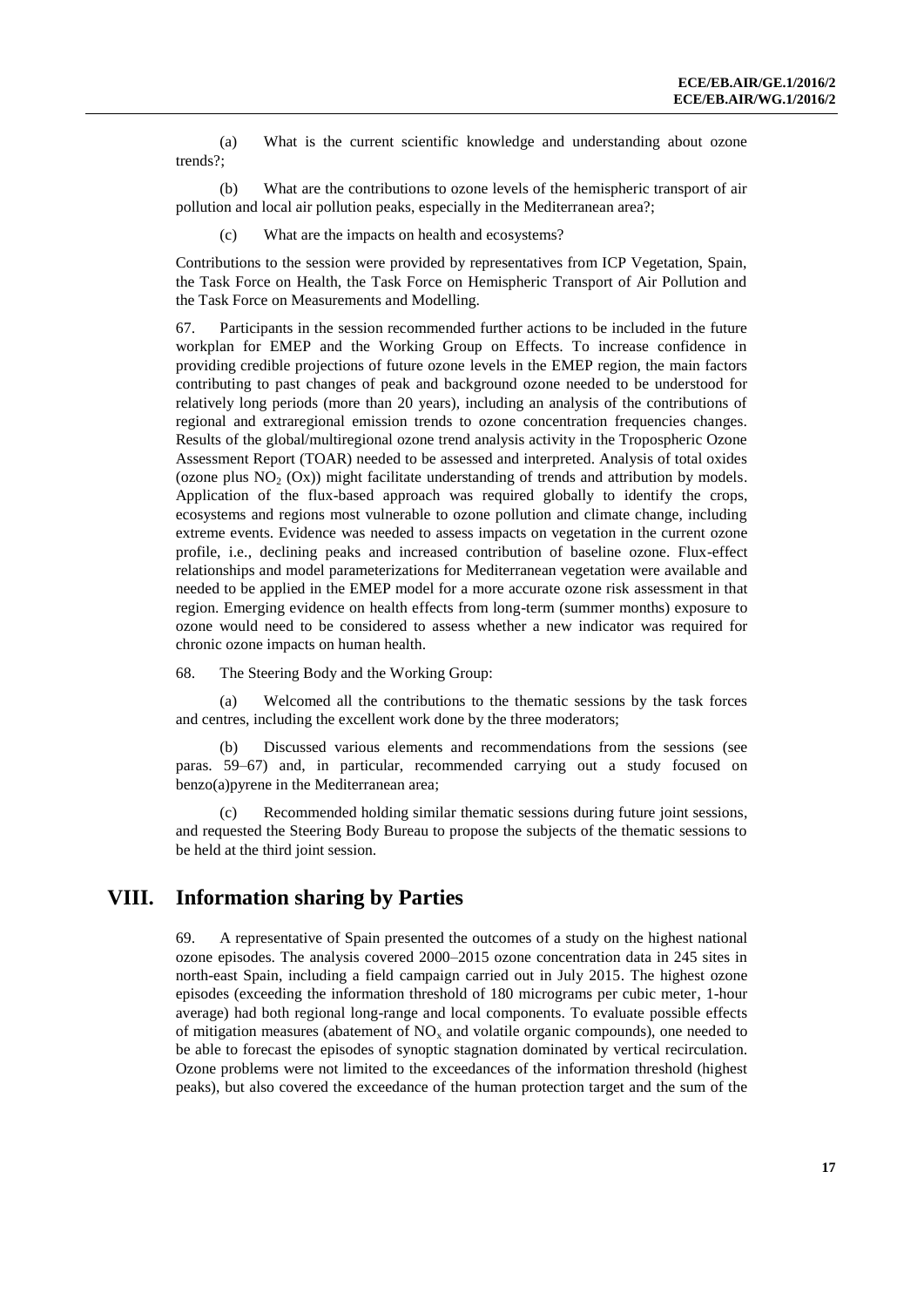(a) What is the current scientific knowledge and understanding about ozone trends?;

(b) What are the contributions to ozone levels of the hemispheric transport of air pollution and local air pollution peaks, especially in the Mediterranean area?;

(c) What are the impacts on health and ecosystems?

Contributions to the session were provided by representatives from ICP Vegetation, Spain, the Task Force on Health, the Task Force on Hemispheric Transport of Air Pollution and the Task Force on Measurements and Modelling.

67. Participants in the session recommended further actions to be included in the future workplan for EMEP and the Working Group on Effects. To increase confidence in providing credible projections of future ozone levels in the EMEP region, the main factors contributing to past changes of peak and background ozone needed to be understood for relatively long periods (more than 20 years), including an analysis of the contributions of regional and extraregional emission trends to ozone concentration frequencies changes. Results of the global/multiregional ozone trend analysis activity in the Tropospheric Ozone Assessment Report (TOAR) needed to be assessed and interpreted. Analysis of total oxides (ozone plus $NO_2$ (Ox)) might facilitate understanding of trends and attribution by models. Application of the flux-based approach was required globally to identify the crops, ecosystems and regions most vulnerable to ozone pollution and climate change, including extreme events. Evidence was needed to assess impacts on vegetation in the current ozone profile, i.e., declining peaks and increased contribution of baseline ozone. Flux-effect relationships and model parameterizations for Mediterranean vegetation were available and needed to be applied in the EMEP model for a more accurate ozone risk assessment in that region. Emerging evidence on health effects from long-term (summer months) exposure to ozone would need to be considered to assess whether a new indicator was required for chronic ozone impacts on human health.

68. The Steering Body and the Working Group:

(a) Welcomed all the contributions to the thematic sessions by the task forces and centres, including the excellent work done by the three moderators;

(b) Discussed various elements and recommendations from the sessions (see paras. 59–67) and, in particular, recommended carrying out a study focused on benzo(a)pyrene in the Mediterranean area;

(c) Recommended holding similar thematic sessions during future joint sessions, and requested the Steering Body Bureau to propose the subjects of the thematic sessions to be held at the third joint session.

# VIII. Information sharing by Parties

69. A representative of Spain presented the outcomes of a study on the highest national ozone episodes. The analysis covered 2000–2015 ozone concentration data in 245 sites in north-east Spain, including a field campaign carried out in July 2015. The highest ozone episodes (exceeding the information threshold of 180 micrograms per cubic meter, 1-hour average) had both regional long-range and local components. To evaluate possible effects of mitigation measures (abatement of $NO_x$ and volatile organic compounds), one needed to be able to forecast the episodes of synoptic stagnation dominated by vertical recirculation. Ozone problems were not limited to the exceedances of the information threshold (highest peaks), but also covered the exceedance of the human protection target and the sum of the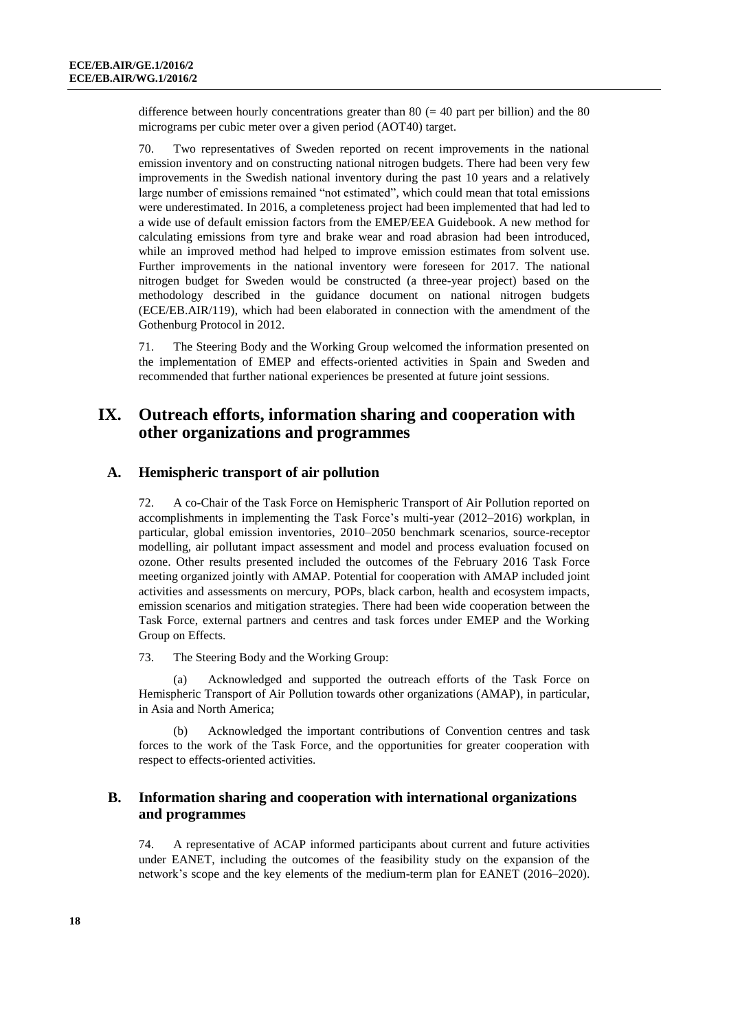difference between hourly concentrations greater than 80 (= 40 part per billion) and the 80 micrograms per cubic meter over a given period (AOT40) target.

70. Two representatives of Sweden reported on recent improvements in the national emission inventory and on constructing national nitrogen budgets. There had been very few improvements in the Swedish national inventory during the past 10 years and a relatively large number of emissions remained "not estimated", which could mean that total emissions were underestimated. In 2016, a completeness project had been implemented that had led to a wide use of default emission factors from the EMEP/EEA Guidebook. A new method for calculating emissions from tyre and brake wear and road abrasion had been introduced, while an improved method had helped to improve emission estimates from solvent use. Further improvements in the national inventory were foreseen for 2017. The national nitrogen budget for Sweden would be constructed (a three-year project) based on the methodology described in the guidance document on national nitrogen budgets (ECE/EB.AIR/119), which had been elaborated in connection with the amendment of the Gothenburg Protocol in 2012.

71. The Steering Body and the Working Group welcomed the information presented on the implementation of EMEP and effects-oriented activities in Spain and Sweden and recommended that further national experiences be presented at future joint sessions.

# IX. Outreach efforts, information sharing and cooperation with other organizations and programmes

## A. Hemispheric transport of air pollution

72. A co-Chair of the Task Force on Hemispheric Transport of Air Pollution reported on accomplishments in implementing the Task Force's multi-year (2012–2016) workplan, in particular, global emission inventories, 2010–2050 benchmark scenarios, source-receptor modelling, air pollutant impact assessment and model and process evaluation focused on ozone. Other results presented included the outcomes of the February 2016 Task Force meeting organized jointly with AMAP. Potential for cooperation with AMAP included joint activities and assessments on mercury, POPs, black carbon, health and ecosystem impacts, emission scenarios and mitigation strategies. There had been wide cooperation between the Task Force, external partners and centres and task forces under EMEP and the Working Group on Effects.

73. The Steering Body and the Working Group:

(a) Acknowledged and supported the outreach efforts of the Task Force on Hemispheric Transport of Air Pollution towards other organizations (AMAP), in particular, in Asia and North America;

(b) Acknowledged the important contributions of Convention centres and task forces to the work of the Task Force, and the opportunities for greater cooperation with respect to effects-oriented activities.

## B. Information sharing and cooperation with international organizations and programmes

74. A representative of ACAP informed participants about current and future activities under EANET, including the outcomes of the feasibility study on the expansion of the network's scope and the key elements of the medium-term plan for EANET (2016–2020).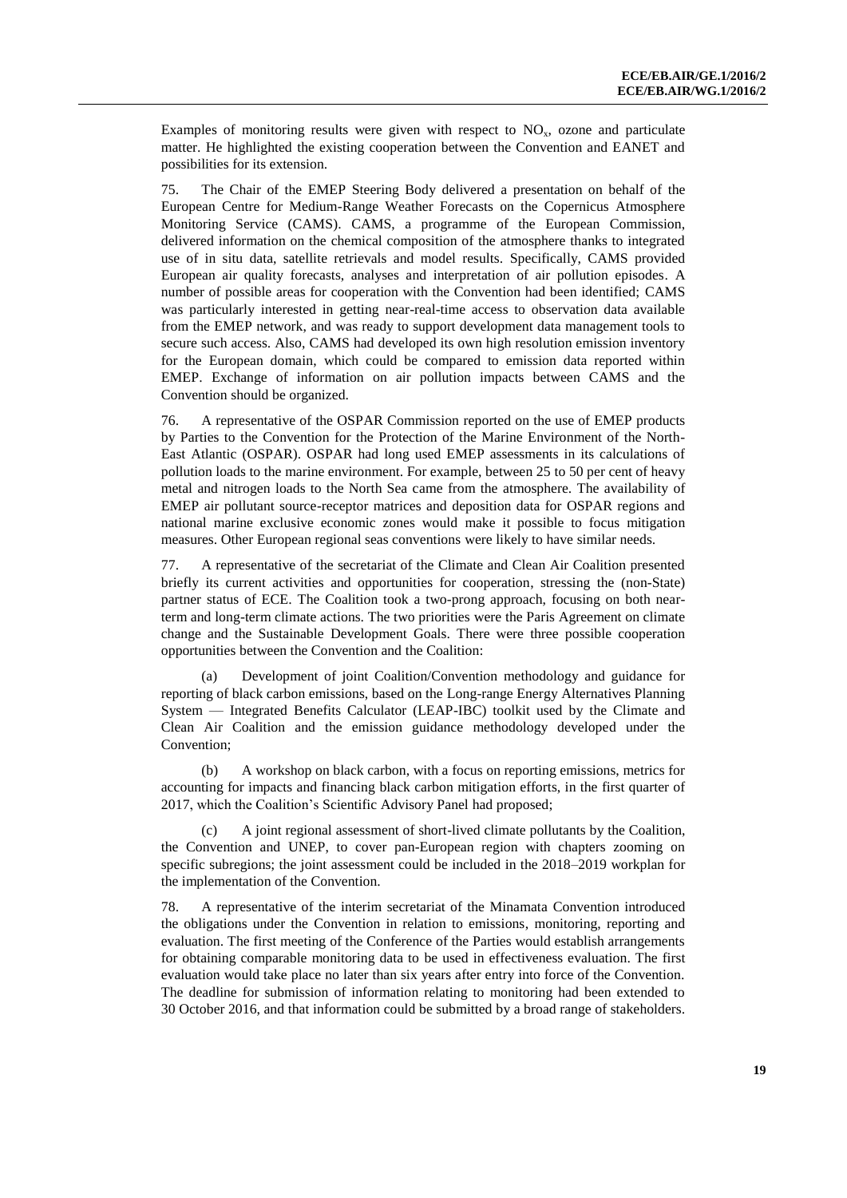Examples of monitoring results were given with respect to $NO_x$, ozone and particulate matter. He highlighted the existing cooperation between the Convention and EANET and possibilities for its extension.

75. The Chair of the EMEP Steering Body delivered a presentation on behalf of the European Centre for Medium-Range Weather Forecasts on the Copernicus Atmosphere Monitoring Service (CAMS). CAMS, a programme of the European Commission, delivered information on the chemical composition of the atmosphere thanks to integrated use of in situ data, satellite retrievals and model results. Specifically, CAMS provided European air quality forecasts, analyses and interpretation of air pollution episodes. A number of possible areas for cooperation with the Convention had been identified; CAMS was particularly interested in getting near-real-time access to observation data available from the EMEP network, and was ready to support development data management tools to secure such access. Also, CAMS had developed its own high resolution emission inventory for the European domain, which could be compared to emission data reported within EMEP. Exchange of information on air pollution impacts between CAMS and the Convention should be organized.

76. A representative of the OSPAR Commission reported on the use of EMEP products by Parties to the Convention for the Protection of the Marine Environment of the North-East Atlantic (OSPAR). OSPAR had long used EMEP assessments in its calculations of pollution loads to the marine environment. For example, between 25 to 50 per cent of heavy metal and nitrogen loads to the North Sea came from the atmosphere. The availability of EMEP air pollutant source-receptor matrices and deposition data for OSPAR regions and national marine exclusive economic zones would make it possible to focus mitigation measures. Other European regional seas conventions were likely to have similar needs.

77. A representative of the secretariat of the Climate and Clean Air Coalition presented briefly its current activities and opportunities for cooperation, stressing the (non-State) partner status of ECE. The Coalition took a two-prong approach, focusing on both near-term and long-term climate actions. The two priorities were the Paris Agreement on climate change and the Sustainable Development Goals. There were three possible cooperation opportunities between the Convention and the Coalition:

(a) Development of joint Coalition/Convention methodology and guidance for reporting of black carbon emissions, based on the Long-range Energy Alternatives Planning System — Integrated Benefits Calculator (LEAP-IBC) toolkit used by the Climate and Clean Air Coalition and the emission guidance methodology developed under the Convention;

(b) A workshop on black carbon, with a focus on reporting emissions, metrics for accounting for impacts and financing black carbon mitigation efforts, in the first quarter of 2017, which the Coalition's Scientific Advisory Panel had proposed;

(c) A joint regional assessment of short-lived climate pollutants by the Coalition, the Convention and UNEP, to cover pan-European region with chapters zooming on specific subregions; the joint assessment could be included in the 2018–2019 workplan for the implementation of the Convention.

78. A representative of the interim secretariat of the Minamata Convention introduced the obligations under the Convention in relation to emissions, monitoring, reporting and evaluation. The first meeting of the Conference of the Parties would establish arrangements for obtaining comparable monitoring data to be used in effectiveness evaluation. The first evaluation would take place no later than six years after entry into force of the Convention. The deadline for submission of information relating to monitoring had been extended to 30 October 2016, and that information could be submitted by a broad range of stakeholders.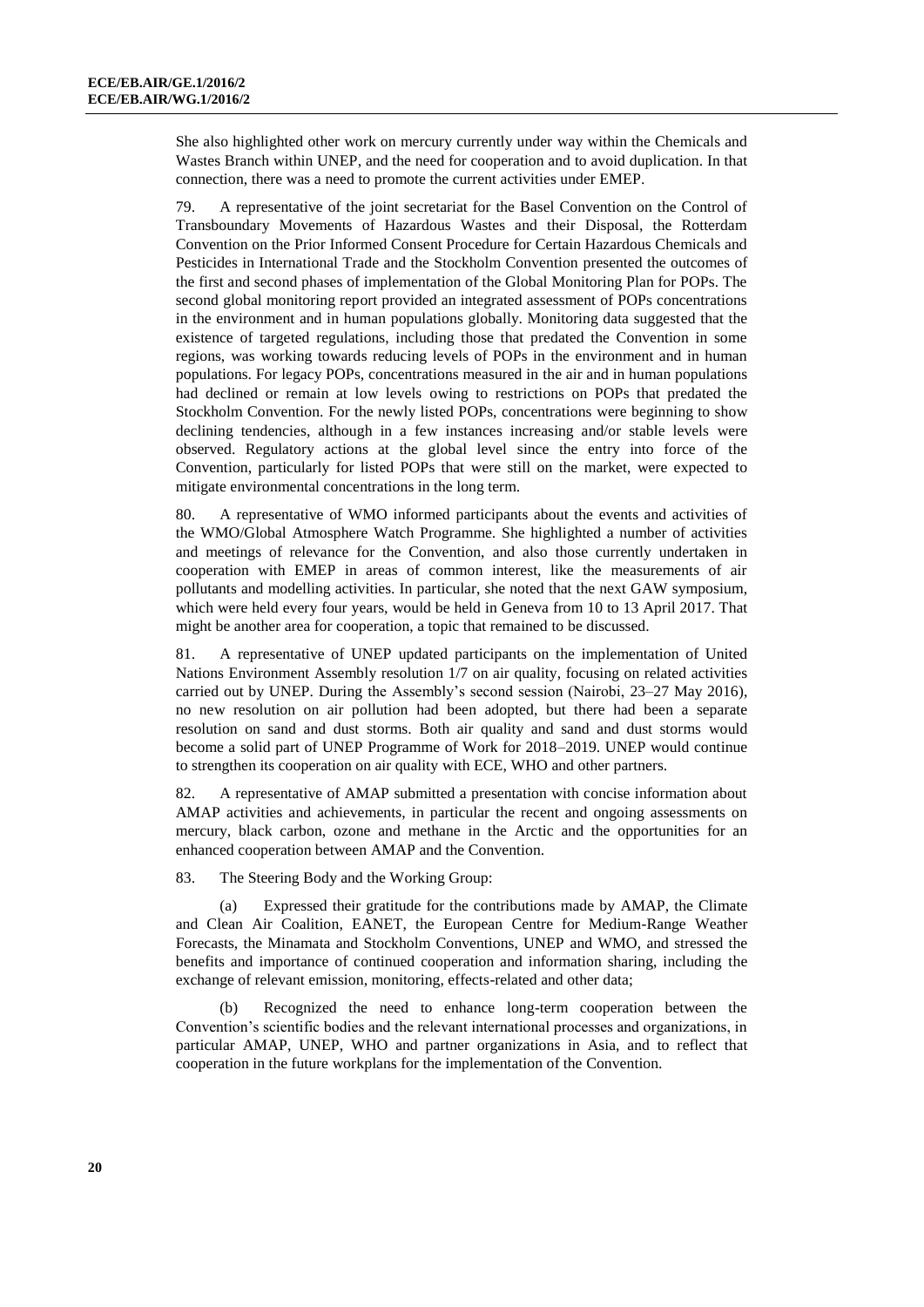She also highlighted other work on mercury currently under way within the Chemicals and Wastes Branch within UNEP, and the need for cooperation and to avoid duplication. In that connection, there was a need to promote the current activities under EMEP.

79. A representative of the joint secretariat for the Basel Convention on the Control of Transboundary Movements of Hazardous Wastes and their Disposal, the Rotterdam Convention on the Prior Informed Consent Procedure for Certain Hazardous Chemicals and Pesticides in International Trade and the Stockholm Convention presented the outcomes of the first and second phases of implementation of the Global Monitoring Plan for POPs. The second global monitoring report provided an integrated assessment of POPs concentrations in the environment and in human populations globally. Monitoring data suggested that the existence of targeted regulations, including those that predated the Convention in some regions, was working towards reducing levels of POPs in the environment and in human populations. For legacy POPs, concentrations measured in the air and in human populations had declined or remain at low levels owing to restrictions on POPs that predated the Stockholm Convention. For the newly listed POPs, concentrations were beginning to show declining tendencies, although in a few instances increasing and/or stable levels were observed. Regulatory actions at the global level since the entry into force of the Convention, particularly for listed POPs that were still on the market, were expected to mitigate environmental concentrations in the long term.

80. A representative of WMO informed participants about the events and activities of the WMO/Global Atmosphere Watch Programme. She highlighted a number of activities and meetings of relevance for the Convention, and also those currently undertaken in cooperation with EMEP in areas of common interest, like the measurements of air pollutants and modelling activities. In particular, she noted that the next GAW symposium, which were held every four years, would be held in Geneva from 10 to 13 April 2017. That might be another area for cooperation, a topic that remained to be discussed.

81. A representative of UNEP updated participants on the implementation of United Nations Environment Assembly resolution 1/7 on air quality, focusing on related activities carried out by UNEP. During the Assembly's second session (Nairobi, 23–27 May 2016), no new resolution on air pollution had been adopted, but there had been a separate resolution on sand and dust storms. Both air quality and sand and dust storms would become a solid part of UNEP Programme of Work for 2018–2019. UNEP would continue to strengthen its cooperation on air quality with ECE, WHO and other partners.

82. A representative of AMAP submitted a presentation with concise information about AMAP activities and achievements, in particular the recent and ongoing assessments on mercury, black carbon, ozone and methane in the Arctic and the opportunities for an enhanced cooperation between AMAP and the Convention.

83. The Steering Body and the Working Group:

(a) Expressed their gratitude for the contributions made by AMAP, the Climate and Clean Air Coalition, EANET, the European Centre for Medium-Range Weather Forecasts, the Minamata and Stockholm Conventions, UNEP and WMO, and stressed the benefits and importance of continued cooperation and information sharing, including the exchange of relevant emission, monitoring, effects-related and other data;

(b) Recognized the need to enhance long-term cooperation between the Convention's scientific bodies and the relevant international processes and organizations, in particular AMAP, UNEP, WHO and partner organizations in Asia, and to reflect that cooperation in the future workplans for the implementation of the Convention.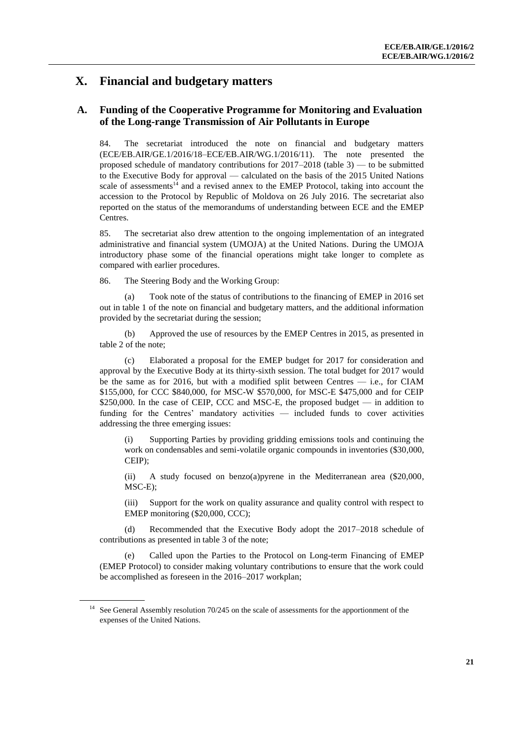# X. Financial and budgetary matters

## A. Funding of the Cooperative Programme for Monitoring and Evaluation of the Long-range Transmission of Air Pollutants in Europe

84. The secretariat introduced the note on financial and budgetary matters (ECE/EB.AIR/GE.1/2016/18–ECE/EB.AIR/WG.1/2016/11). The note presented the proposed schedule of mandatory contributions for 2017–2018 (table 3) — to be submitted to the Executive Body for approval — calculated on the basis of the 2015 United Nations scale of assessments[14] and a revised annex to the EMEP Protocol, taking into account the accession to the Protocol by Republic of Moldova on 26 July 2016. The secretariat also reported on the status of the memorandums of understanding between ECE and the EMEP Centres.

85. The secretariat also drew attention to the ongoing implementation of an integrated administrative and financial system (UMOJA) at the United Nations. During the UMOJA introductory phase some of the financial operations might take longer to complete as compared with earlier procedures.

86. The Steering Body and the Working Group:

(a) Took note of the status of contributions to the financing of EMEP in 2016 set out in table 1 of the note on financial and budgetary matters, and the additional information provided by the secretariat during the session;

(b) Approved the use of resources by the EMEP Centres in 2015, as presented in table 2 of the note;

(c) Elaborated a proposal for the EMEP budget for 2017 for consideration and approval by the Executive Body at its thirty-sixth session. The total budget for 2017 would be the same as for 2016, but with a modified split between Centres — i.e., for CIAM \$155,000, for CCC \$840,000, for MSC-W \$570,000, for MSC-E \$475,000 and for CEIP \$250,000. In the case of CEIP, CCC and MSC-E, the proposed budget — in addition to funding for the Centres' mandatory activities — included funds to cover activities addressing the three emerging issues:

(i) Supporting Parties by providing gridding emissions tools and continuing the work on condensables and semi-volatile organic compounds in inventories (\$30,000, CEIP);

(ii) A study focused on benzo(a)pyrene in the Mediterranean area (\$20,000, MSC-E);

(iii) Support for the work on quality assurance and quality control with respect to EMEP monitoring (\$20,000, CCC);

(d) Recommended that the Executive Body adopt the 2017–2018 schedule of contributions as presented in table 3 of the note;

(e) Called upon the Parties to the Protocol on Long-term Financing of EMEP (EMEP Protocol) to consider making voluntary contributions to ensure that the work could be accomplished as foreseen in the 2016–2017 workplan;

[14] See General Assembly resolution 70/245 on the scale of assessments for the apportionment of the expenses of the United Nations.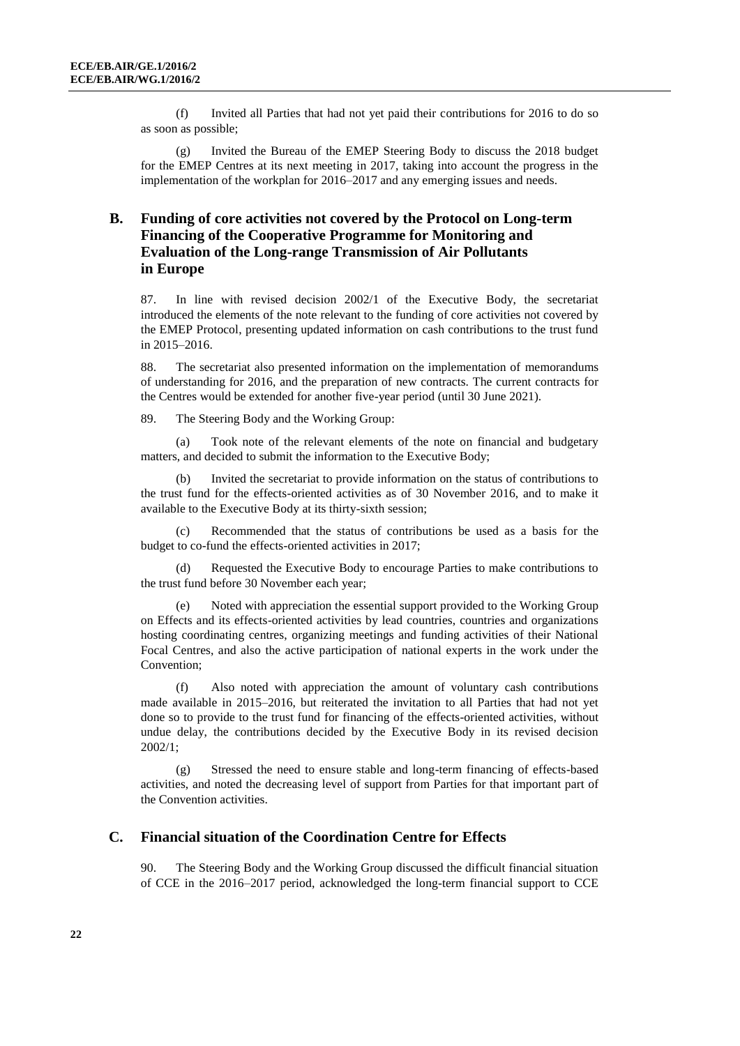(f) Invited all Parties that had not yet paid their contributions for 2016 to do so as soon as possible;

(g) Invited the Bureau of the EMEP Steering Body to discuss the 2018 budget for the EMEP Centres at its next meeting in 2017, taking into account the progress in the implementation of the workplan for 2016–2017 and any emerging issues and needs.

## B. Funding of core activities not covered by the Protocol on Long-term Financing of the Cooperative Programme for Monitoring and Evaluation of the Long-range Transmission of Air Pollutants in Europe

87. In line with revised decision 2002/1 of the Executive Body, the secretariat introduced the elements of the note relevant to the funding of core activities not covered by the EMEP Protocol, presenting updated information on cash contributions to the trust fund in 2015–2016.

88. The secretariat also presented information on the implementation of memorandums of understanding for 2016, and the preparation of new contracts. The current contracts for the Centres would be extended for another five-year period (until 30 June 2021).

89. The Steering Body and the Working Group:

(a) Took note of the relevant elements of the note on financial and budgetary matters, and decided to submit the information to the Executive Body;

(b) Invited the secretariat to provide information on the status of contributions to the trust fund for the effects-oriented activities as of 30 November 2016, and to make it available to the Executive Body at its thirty-sixth session;

(c) Recommended that the status of contributions be used as a basis for the budget to co-fund the effects-oriented activities in 2017;

(d) Requested the Executive Body to encourage Parties to make contributions to the trust fund before 30 November each year;

(e) Noted with appreciation the essential support provided to the Working Group on Effects and its effects-oriented activities by lead countries, countries and organizations hosting coordinating centres, organizing meetings and funding activities of their National Focal Centres, and also the active participation of national experts in the work under the Convention;

(f) Also noted with appreciation the amount of voluntary cash contributions made available in 2015–2016, but reiterated the invitation to all Parties that had not yet done so to provide to the trust fund for financing of the effects-oriented activities, without undue delay, the contributions decided by the Executive Body in its revised decision 2002/1;

(g) Stressed the need to ensure stable and long-term financing of effects-based activities, and noted the decreasing level of support from Parties for that important part of the Convention activities.

## C. Financial situation of the Coordination Centre for Effects

90. The Steering Body and the Working Group discussed the difficult financial situation of CCE in the 2016–2017 period, acknowledged the long-term financial support to CCE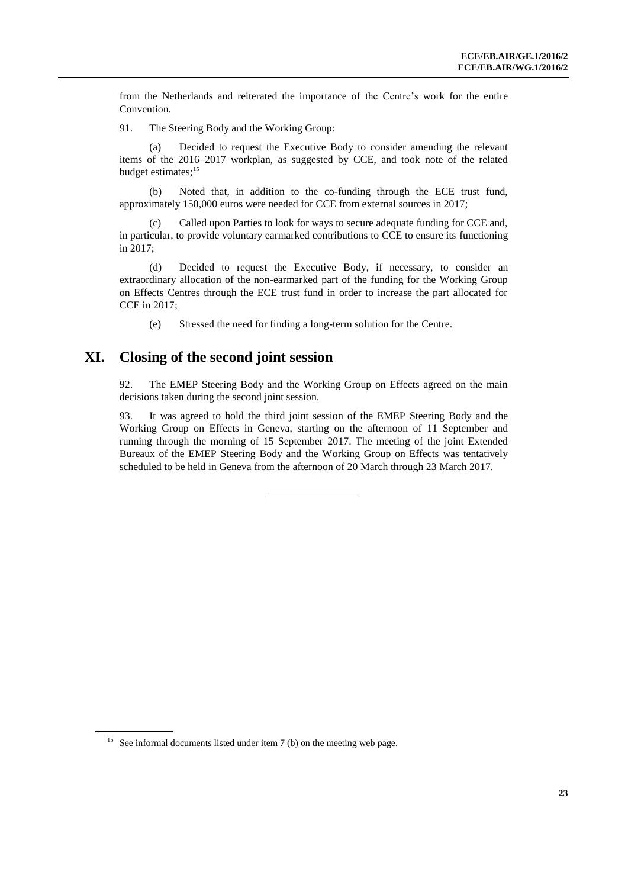from the Netherlands and reiterated the importance of the Centre's work for the entire Convention.

91. The Steering Body and the Working Group:

(a) Decided to request the Executive Body to consider amending the relevant items of the 2016–2017 workplan, as suggested by CCE, and took note of the related budget estimates;[15]

(b) Noted that, in addition to the co-funding through the ECE trust fund, approximately 150,000 euros were needed for CCE from external sources in 2017;

(c) Called upon Parties to look for ways to secure adequate funding for CCE and, in particular, to provide voluntary earmarked contributions to CCE to ensure its functioning in 2017;

(d) Decided to request the Executive Body, if necessary, to consider an extraordinary allocation of the non-earmarked part of the funding for the Working Group on Effects Centres through the ECE trust fund in order to increase the part allocated for CCE in 2017;

(e) Stressed the need for finding a long-term solution for the Centre.

# XI. Closing of the second joint session

92. The EMEP Steering Body and the Working Group on Effects agreed on the main decisions taken during the second joint session.

93. It was agreed to hold the third joint session of the EMEP Steering Body and the Working Group on Effects in Geneva, starting on the afternoon of 11 September and running through the morning of 15 September 2017. The meeting of the joint Extended Bureaux of the EMEP Steering Body and the Working Group on Effects was tentatively scheduled to be held in Geneva from the afternoon of 20 March through 23 March 2017.

---

[15] See informal documents listed under item 7 (b) on the meeting web page.